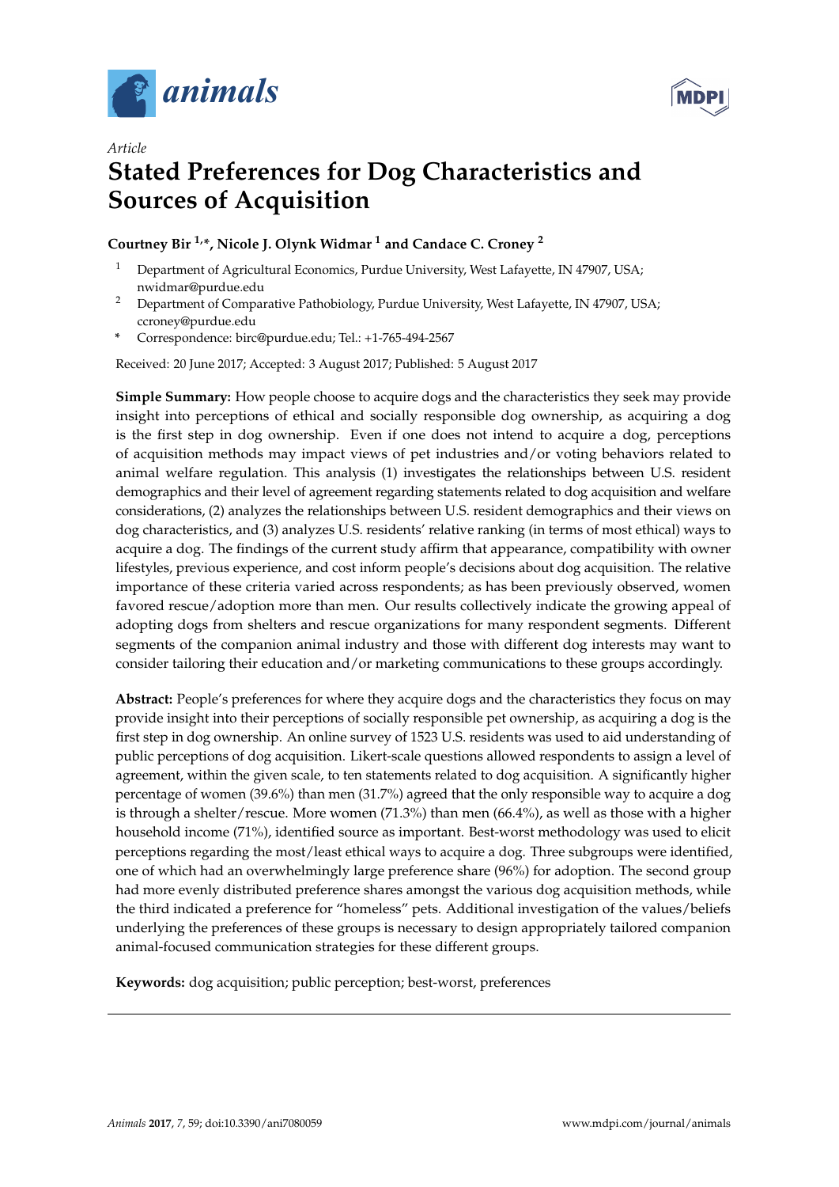*Article*

# Stated Preferences for Dog Characteristics and Sources of Acquisition

**Courtney Bir [1,*], Nicole J. Olynk Widmar [1] and Candace C. Croney [2]**

[1] Department of Agricultural Economics, Purdue University, West Lafayette, IN 47907, USA; nwidmar@purdue.edu

[2] Department of Comparative Pathobiology, Purdue University, West Lafayette, IN 47907, USA; ccroney@purdue.edu

\* Correspondence: birc@purdue.edu; Tel.: +1-765-494-2567

Received: 20 June 2017; Accepted: 3 August 2017; Published: 5 August 2017

**Simple Summary:** How people choose to acquire dogs and the characteristics they seek may provide insight into perceptions of ethical and socially responsible dog ownership, as acquiring a dog is the first step in dog ownership. Even if one does not intend to acquire a dog, perceptions of acquisition methods may impact views of pet industries and/or voting behaviors related to animal welfare regulation. This analysis (1) investigates the relationships between U.S. resident demographics and their level of agreement regarding statements related to dog acquisition and welfare considerations, (2) analyzes the relationships between U.S. resident demographics and their views on dog characteristics, and (3) analyzes U.S. residents' relative ranking (in terms of most ethical) ways to acquire a dog. The findings of the current study affirm that appearance, compatibility with owner lifestyles, previous experience, and cost inform people's decisions about dog acquisition. The relative importance of these criteria varied across respondents; as has been previously observed, women favored rescue/adoption more than men. Our results collectively indicate the growing appeal of adopting dogs from shelters and rescue organizations for many respondent segments. Different segments of the companion animal industry and those with different dog interests may want to consider tailoring their education and/or marketing communications to these groups accordingly.

**Abstract:** People's preferences for where they acquire dogs and the characteristics they focus on may provide insight into their perceptions of socially responsible pet ownership, as acquiring a dog is the first step in dog ownership. An online survey of 1523 U.S. residents was used to aid understanding of public perceptions of dog acquisition. Likert-scale questions allowed respondents to assign a level of agreement, within the given scale, to ten statements related to dog acquisition. A significantly higher percentage of women (39.6%) than men (31.7%) agreed that the only responsible way to acquire a dog is through a shelter/rescue. More women (71.3%) than men (66.4%), as well as those with a higher household income (71%), identified source as important. Best-worst methodology was used to elicit perceptions regarding the most/least ethical ways to acquire a dog. Three subgroups were identified, one of which had an overwhelmingly large preference share (96%) for adoption. The second group had more evenly distributed preference shares amongst the various dog acquisition methods, while the third indicated a preference for "homeless" pets. Additional investigation of the values/beliefs underlying the preferences of these groups is necessary to design appropriately tailored companion animal-focused communication strategies for these different groups.

**Keywords:** dog acquisition; public perception; best-worst, preferences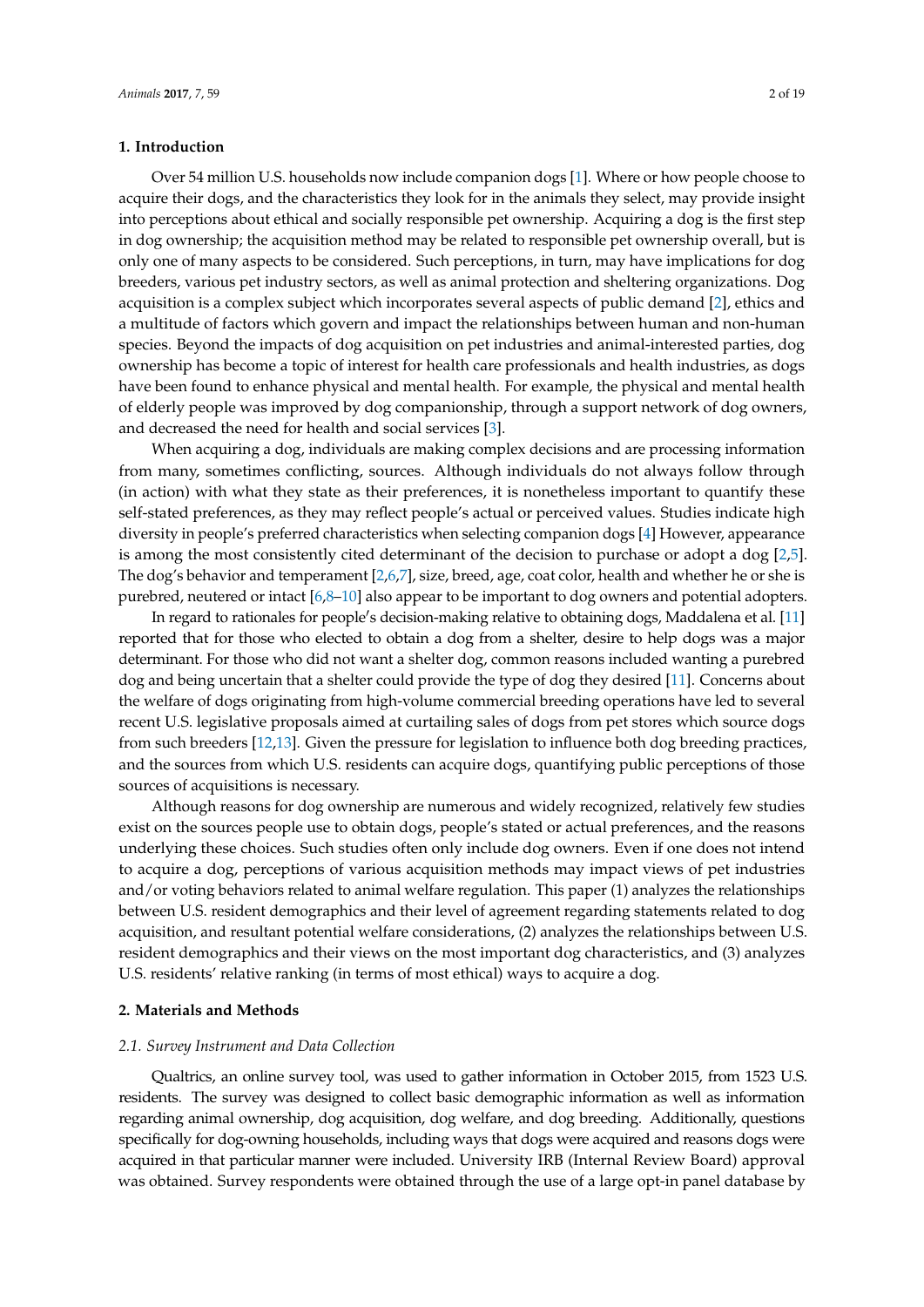## 1. Introduction

Over 54 million U.S. households now include companion dogs [1]. Where or how people choose to acquire their dogs, and the characteristics they look for in the animals they select, may provide insight into perceptions about ethical and socially responsible pet ownership. Acquiring a dog is the first step in dog ownership; the acquisition method may be related to responsible pet ownership overall, but is only one of many aspects to be considered. Such perceptions, in turn, may have implications for dog breeders, various pet industry sectors, as well as animal protection and sheltering organizations. Dog acquisition is a complex subject which incorporates several aspects of public demand [2], ethics and a multitude of factors which govern and impact the relationships between human and non-human species. Beyond the impacts of dog acquisition on pet industries and animal-interested parties, dog ownership has become a topic of interest for health care professionals and health industries, as dogs have been found to enhance physical and mental health. For example, the physical and mental health of elderly people was improved by dog companionship, through a support network of dog owners, and decreased the need for health and social services [3].

When acquiring a dog, individuals are making complex decisions and are processing information from many, sometimes conflicting, sources. Although individuals do not always follow through (in action) with what they state as their preferences, it is nonetheless important to quantify these self-stated preferences, as they may reflect people's actual or perceived values. Studies indicate high diversity in people's preferred characteristics when selecting companion dogs [4] However, appearance is among the most consistently cited determinant of the decision to purchase or adopt a dog [2,5]. The dog's behavior and temperament [2,6,7], size, breed, age, coat color, health and whether he or she is purebred, neutered or intact [6,8–10] also appear to be important to dog owners and potential adopters.

In regard to rationales for people's decision-making relative to obtaining dogs, Maddalena et al. [11] reported that for those who elected to obtain a dog from a shelter, desire to help dogs was a major determinant. For those who did not want a shelter dog, common reasons included wanting a purebred dog and being uncertain that a shelter could provide the type of dog they desired [11]. Concerns about the welfare of dogs originating from high-volume commercial breeding operations have led to several recent U.S. legislative proposals aimed at curtailing sales of dogs from pet stores which source dogs from such breeders [12,13]. Given the pressure for legislation to influence both dog breeding practices, and the sources from which U.S. residents can acquire dogs, quantifying public perceptions of those sources of acquisitions is necessary.

Although reasons for dog ownership are numerous and widely recognized, relatively few studies exist on the sources people use to obtain dogs, people's stated or actual preferences, and the reasons underlying these choices. Such studies often only include dog owners. Even if one does not intend to acquire a dog, perceptions of various acquisition methods may impact views of pet industries and/or voting behaviors related to animal welfare regulation. This paper (1) analyzes the relationships between U.S. resident demographics and their level of agreement regarding statements related to dog acquisition, and resultant potential welfare considerations, (2) analyzes the relationships between U.S. resident demographics and their views on the most important dog characteristics, and (3) analyzes U.S. residents' relative ranking (in terms of most ethical) ways to acquire a dog.

## 2. Materials and Methods

### *2.1. Survey Instrument and Data Collection*

Qualtrics, an online survey tool, was used to gather information in October 2015, from 1523 U.S. residents. The survey was designed to collect basic demographic information as well as information regarding animal ownership, dog acquisition, dog welfare, and dog breeding. Additionally, questions specifically for dog-owning households, including ways that dogs were acquired and reasons dogs were acquired in that particular manner were included. University IRB (Internal Review Board) approval was obtained. Survey respondents were obtained through the use of a large opt-in panel database by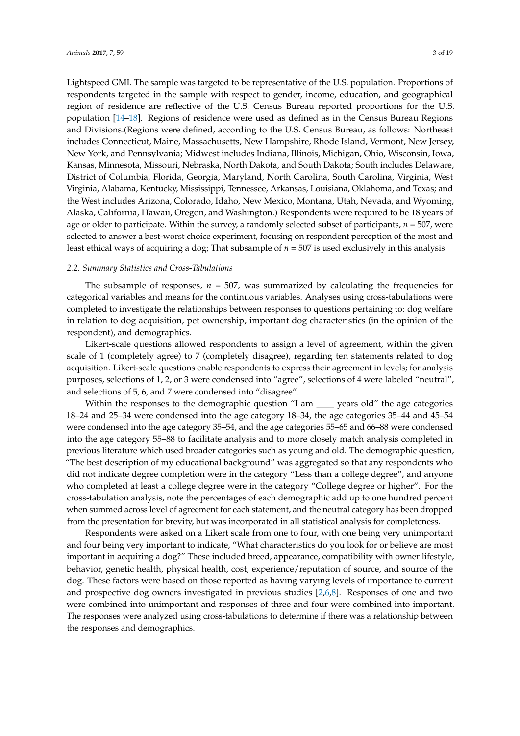Lightspeed GMI. The sample was targeted to be representative of the U.S. population. Proportions of respondents targeted in the sample with respect to gender, income, education, and geographical region of residence are reflective of the U.S. Census Bureau reported proportions for the U.S. population [14–18]. Regions of residence were used as defined as in the Census Bureau Regions and Divisions.(Regions were defined, according to the U.S. Census Bureau, as follows: Northeast includes Connecticut, Maine, Massachusetts, New Hampshire, Rhode Island, Vermont, New Jersey, New York, and Pennsylvania; Midwest includes Indiana, Illinois, Michigan, Ohio, Wisconsin, Iowa, Kansas, Minnesota, Missouri, Nebraska, North Dakota, and South Dakota; South includes Delaware, District of Columbia, Florida, Georgia, Maryland, North Carolina, South Carolina, Virginia, West Virginia, Alabama, Kentucky, Mississippi, Tennessee, Arkansas, Louisiana, Oklahoma, and Texas; and the West includes Arizona, Colorado, Idaho, New Mexico, Montana, Utah, Nevada, and Wyoming, Alaska, California, Hawaii, Oregon, and Washington.) Respondents were required to be 18 years of age or older to participate. Within the survey, a randomly selected subset of participants, $n = 507$, were selected to answer a best-worst choice experiment, focusing on respondent perception of the most and least ethical ways of acquiring a dog; That subsample of $n = 507$ is used exclusively in this analysis.

### *2.2. Summary Statistics and Cross-Tabulations*

The subsample of responses, $n = 507$, was summarized by calculating the frequencies for categorical variables and means for the continuous variables. Analyses using cross-tabulations were completed to investigate the relationships between responses to questions pertaining to: dog welfare in relation to dog acquisition, pet ownership, important dog characteristics (in the opinion of the respondent), and demographics.

Likert-scale questions allowed respondents to assign a level of agreement, within the given scale of 1 (completely agree) to 7 (completely disagree), regarding ten statements related to dog acquisition. Likert-scale questions enable respondents to express their agreement in levels; for analysis purposes, selections of 1, 2, or 3 were condensed into "agree", selections of 4 were labeled "neutral", and selections of 5, 6, and 7 were condensed into "disagree".

Within the responses to the demographic question "I am ____ years old" the age categories 18–24 and 25–34 were condensed into the age category 18–34, the age categories 35–44 and 45–54 were condensed into the age category 35–54, and the age categories 55–65 and 66–88 were condensed into the age category 55–88 to facilitate analysis and to more closely match analysis completed in previous literature which used broader categories such as young and old. The demographic question, "The best description of my educational background" was aggregated so that any respondents who did not indicate degree completion were in the category "Less than a college degree", and anyone who completed at least a college degree were in the category "College degree or higher". For the cross-tabulation analysis, note the percentages of each demographic add up to one hundred percent when summed across level of agreement for each statement, and the neutral category has been dropped from the presentation for brevity, but was incorporated in all statistical analysis for completeness.

Respondents were asked on a Likert scale from one to four, with one being very unimportant and four being very important to indicate, "What characteristics do you look for or believe are most important in acquiring a dog?" These included breed, appearance, compatibility with owner lifestyle, behavior, genetic health, physical health, cost, experience/reputation of source, and source of the dog. These factors were based on those reported as having varying levels of importance to current and prospective dog owners investigated in previous studies [2,6,8]. Responses of one and two were combined into unimportant and responses of three and four were combined into important. The responses were analyzed using cross-tabulations to determine if there was a relationship between the responses and demographics.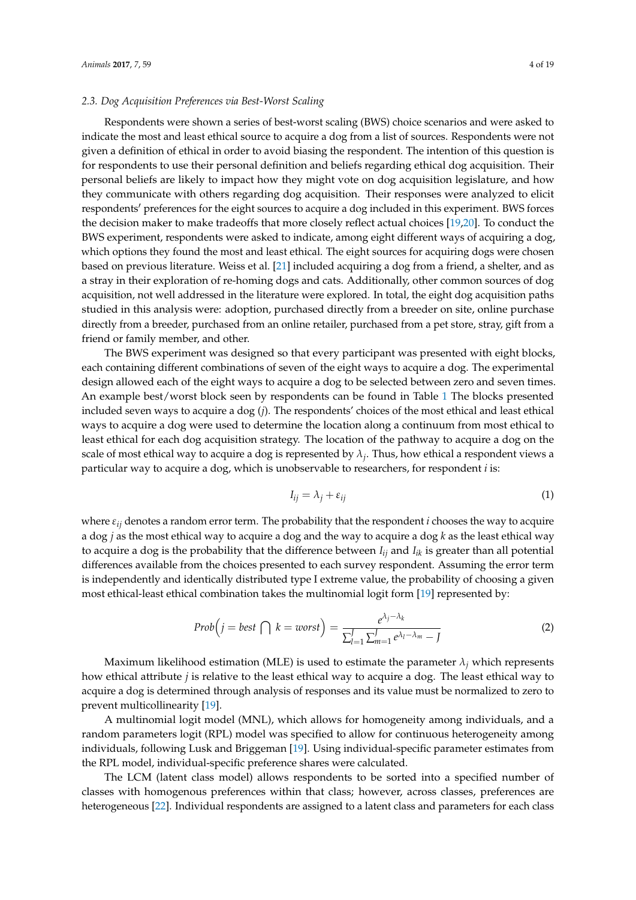### 2.3. Dog Acquisition Preferences via Best-Worst Scaling

Respondents were shown a series of best-worst scaling (BWS) choice scenarios and were asked to indicate the most and least ethical source to acquire a dog from a list of sources. Respondents were not given a definition of ethical in order to avoid biasing the respondent. The intention of this question is for respondents to use their personal definition and beliefs regarding ethical dog acquisition. Their personal beliefs are likely to impact how they might vote on dog acquisition legislature, and how they communicate with others regarding dog acquisition. Their responses were analyzed to elicit respondents′ preferences for the eight sources to acquire a dog included in this experiment. BWS forces the decision maker to make tradeoffs that more closely reflect actual choices [19,20]. To conduct the BWS experiment, respondents were asked to indicate, among eight different ways of acquiring a dog, which options they found the most and least ethical. The eight sources for acquiring dogs were chosen based on previous literature. Weiss et al. [21] included acquiring a dog from a friend, a shelter, and as a stray in their exploration of re-homing dogs and cats. Additionally, other common sources of dog acquisition, not well addressed in the literature were explored. In total, the eight dog acquisition paths studied in this analysis were: adoption, purchased directly from a breeder on site, online purchase directly from a breeder, purchased from an online retailer, purchased from a pet store, stray, gift from a friend or family member, and other.

The BWS experiment was designed so that every participant was presented with eight blocks, each containing different combinations of seven of the eight ways to acquire a dog. The experimental design allowed each of the eight ways to acquire a dog to be selected between zero and seven times. An example best/worst block seen by respondents can be found in Table 1 The blocks presented included seven ways to acquire a dog ($j$). The respondents' choices of the most ethical and least ethical ways to acquire a dog were used to determine the location along a continuum from most ethical to least ethical for each dog acquisition strategy. The location of the pathway to acquire a dog on the scale of most ethical way to acquire a dog is represented by $\lambda_j$. Thus, how ethical a respondent views a particular way to acquire a dog, which is unobservable to researchers, for respondent $i$ is:

$$I_{ij} = \lambda_j + \varepsilon_{ij} \tag{1}$$

where $\varepsilon_{ij}$ denotes a random error term. The probability that the respondent $i$ chooses the way to acquire a dog $j$ as the most ethical way to acquire a dog and the way to acquire a dog $k$ as the least ethical way to acquire a dog is the probability that the difference between $I_{ij}$ and $I_{ik}$ is greater than all potential differences available from the choices presented to each survey respondent. Assuming the error term is independently and identically distributed type I extreme value, the probability of choosing a given most ethical-least ethical combination takes the multinomial logit form [19] represented by:

$$Prob\left(j = best \bigcap k = worst\right) = \frac{e^{\lambda_j - \lambda_k}}{\sum_{l=1}^{J}\sum_{m=1}^{J} e^{\lambda_l - \lambda_m} - J} \tag{2}$$

Maximum likelihood estimation (MLE) is used to estimate the parameter $\lambda_j$ which represents how ethical attribute $j$ is relative to the least ethical way to acquire a dog. The least ethical way to acquire a dog is determined through analysis of responses and its value must be normalized to zero to prevent multicollinearity [19].

A multinomial logit model (MNL), which allows for homogeneity among individuals, and a random parameters logit (RPL) model was specified to allow for continuous heterogeneity among individuals, following Lusk and Briggeman [19]. Using individual-specific parameter estimates from the RPL model, individual-specific preference shares were calculated.

The LCM (latent class model) allows respondents to be sorted into a specified number of classes with homogenous preferences within that class; however, across classes, preferences are heterogeneous [22]. Individual respondents are assigned to a latent class and parameters for each class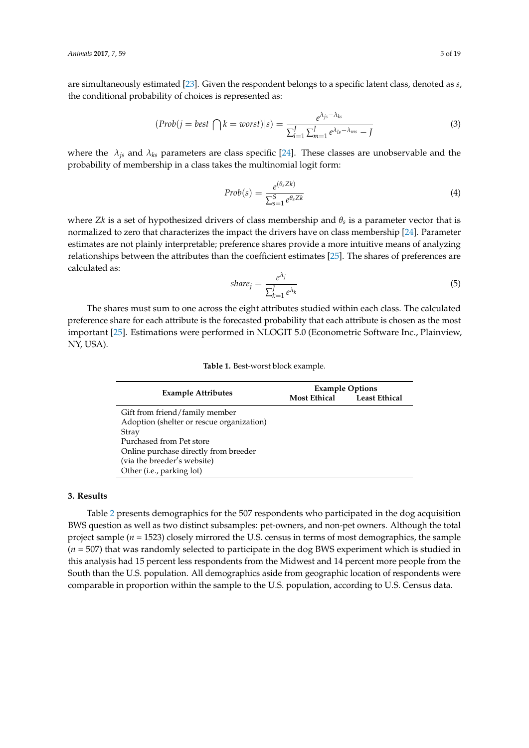are simultaneously estimated [23]. Given the respondent belongs to a specific latent class, denoted as *s*, the conditional probability of choices is represented as:

$$(Prob(j = best \bigcap k = worst)|s) = \frac{e^{\lambda_{js} - \lambda_{ks}}}{\sum_{l=1}^{J} \sum_{m=1}^{J} e^{\lambda_{ls} - \lambda_{ms}} - J} \tag{3}$$

where the $\lambda_{js}$ and $\lambda_{ks}$ parameters are class specific [24]. These classes are unobservable and the probability of membership in a class takes the multinomial logit form:

$$Prob(s) = \frac{e^{(\theta_s Zk)}}{\sum_{s=1}^{S} e^{\theta_s Zk}} \tag{4}$$

where $Zk$ is a set of hypothesized drivers of class membership and $\theta_s$ is a parameter vector that is normalized to zero that characterizes the impact the drivers have on class membership [24]. Parameter estimates are not plainly interpretable; preference shares provide a more intuitive means of analyzing relationships between the attributes than the coefficient estimates [25]. The shares of preferences are calculated as:

$$share_j = \frac{e^{\lambda_j}}{\sum_{k=1}^{J} e^{\lambda_k}} \tag{5}$$

The shares must sum to one across the eight attributes studied within each class. The calculated preference share for each attribute is the forecasted probability that each attribute is chosen as the most important [25]. Estimations were performed in NLOGIT 5.0 (Econometric Software Inc., Plainview, NY, USA).

**Table 1.** Best-worst block example.

| Example Attributes | Example Options | |
|---|---|---|
| | Most Ethical | Least Ethical |
| Gift from friend/family member | | |
| Adoption (shelter or rescue organization) | | |
| Stray | | |
| Purchased from Pet store | | |
| Online purchase directly from breeder (via the breeder's website) | | |
| Other (i.e., parking lot) | | |

## 3. Results

Table 2 presents demographics for the 507 respondents who participated in the dog acquisition BWS question as well as two distinct subsamples: pet-owners, and non-pet owners. Although the total project sample ($n$ = 1523) closely mirrored the U.S. census in terms of most demographics, the sample ($n$ = 507) that was randomly selected to participate in the dog BWS experiment which is studied in this analysis had 15 percent less respondents from the Midwest and 14 percent more people from the South than the U.S. population. All demographics aside from geographic location of respondents were comparable in proportion within the sample to the U.S. population, according to U.S. Census data.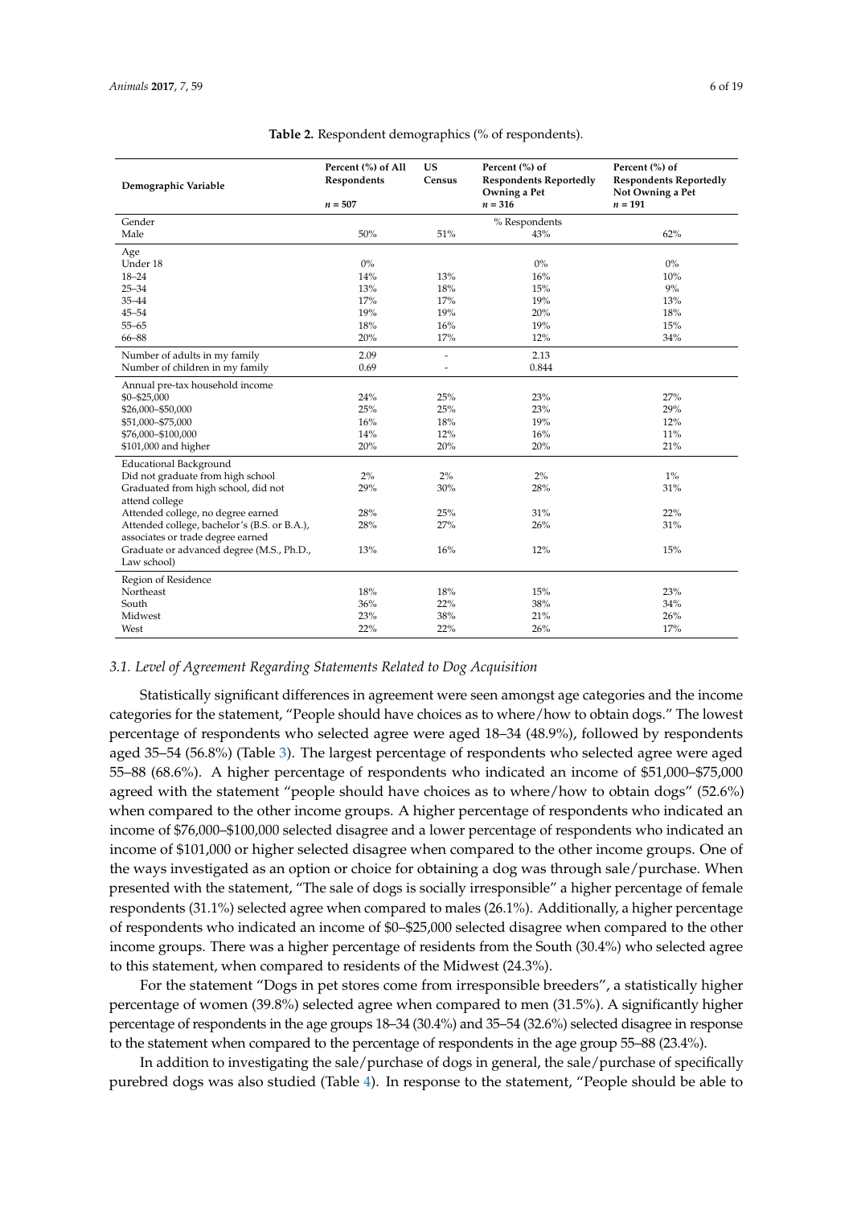**Table 2.** Respondent demographics (% of respondents).

| Demographic Variable | Percent (%) of All Respondents $n = 507$ | US Census | Percent (%) of Respondents Reportedly Owning a Pet $n = 316$ | Percent (%) of Respondents Reportedly Not Owning a Pet $n = 191$ |
|---|---|---|---|---|
| Gender | | | % Respondents | |
| Male | 50% | 51% | 43% | 62% |
| Age | | | | |
| Under 18 | 0% | | 0% | 0% |
| 18–24 | 14% | 13% | 16% | 10% |
| 25–34 | 13% | 18% | 15% | 9% |
| 35–44 | 17% | 17% | 19% | 13% |
| 45–54 | 19% | 19% | 20% | 18% |
| 55–65 | 18% | 16% | 19% | 15% |
| 66–88 | 20% | 17% | 12% | 34% |
| Number of adults in my family | 2.09 | - | 2.13 | |
| Number of children in my family | 0.69 | - | 0.844 | |
| Annual pre-tax household income | | | | |
| $0–$25,000 | 24% | 25% | 23% | 27% |
| $26,000–$50,000 | 25% | 25% | 23% | 29% |
| $51,000–$75,000 | 16% | 18% | 19% | 12% |
| $76,000–$100,000 | 14% | 12% | 16% | 11% |
| $101,000 and higher | 20% | 20% | 20% | 21% |
| Educational Background | | | | |
| Did not graduate from high school | 2% | 2% | 2% | 1% |
| Graduated from high school, did not attend college | 29% | 30% | 28% | 31% |
| Attended college, no degree earned | 28% | 25% | 31% | 22% |
| Attended college, bachelor's (B.S. or B.A.), associates or trade degree earned | 28% | 27% | 26% | 31% |
| Graduate or advanced degree (M.S., Ph.D., Law school) | 13% | 16% | 12% | 15% |
| Region of Residence | | | | |
| Northeast | 18% | 18% | 15% | 23% |
| South | 36% | 22% | 38% | 34% |
| Midwest | 23% | 38% | 21% | 26% |
| West | 22% | 22% | 26% | 17% |

### 3.1. Level of Agreement Regarding Statements Related to Dog Acquisition

Statistically significant differences in agreement were seen amongst age categories and the income categories for the statement, "People should have choices as to where/how to obtain dogs." The lowest percentage of respondents who selected agree were aged 18–34 (48.9%), followed by respondents aged 35–54 (56.8%) (Table 3). The largest percentage of respondents who selected agree were aged 55–88 (68.6%). A higher percentage of respondents who indicated an income of $51,000–$75,000 agreed with the statement "people should have choices as to where/how to obtain dogs" (52.6%) when compared to the other income groups. A higher percentage of respondents who indicated an income of $76,000–$100,000 selected disagree and a lower percentage of respondents who indicated an income of $101,000 or higher selected disagree when compared to the other income groups. One of the ways investigated as an option or choice for obtaining a dog was through sale/purchase. When presented with the statement, "The sale of dogs is socially irresponsible" a higher percentage of female respondents (31.1%) selected agree when compared to males (26.1%). Additionally, a higher percentage of respondents who indicated an income of $0–$25,000 selected disagree when compared to the other income groups. There was a higher percentage of residents from the South (30.4%) who selected agree to this statement, when compared to residents of the Midwest (24.3%).

For the statement "Dogs in pet stores come from irresponsible breeders", a statistically higher percentage of women (39.8%) selected agree when compared to men (31.5%). A significantly higher percentage of respondents in the age groups 18–34 (30.4%) and 35–54 (32.6%) selected disagree in response to the statement when compared to the percentage of respondents in the age group 55–88 (23.4%).

In addition to investigating the sale/purchase of dogs in general, the sale/purchase of specifically purebred dogs was also studied (Table 4). In response to the statement, "People should be able to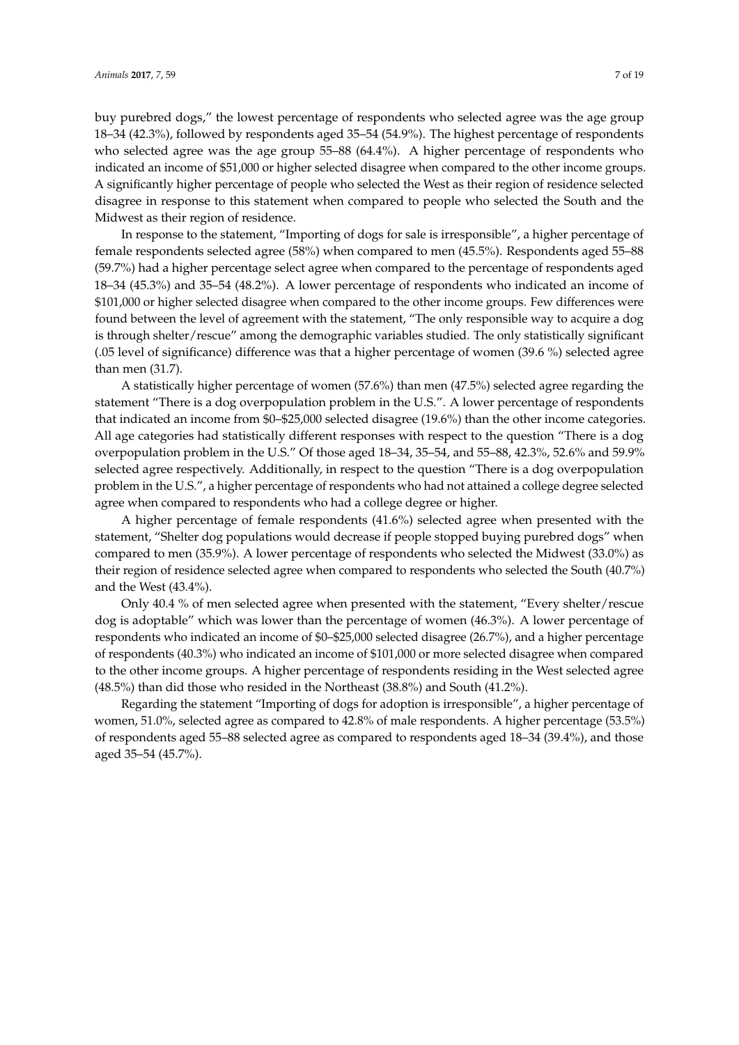buy purebred dogs," the lowest percentage of respondents who selected agree was the age group 18–34 (42.3%), followed by respondents aged 35–54 (54.9%). The highest percentage of respondents who selected agree was the age group 55–88 (64.4%). A higher percentage of respondents who indicated an income of $51,000 or higher selected disagree when compared to the other income groups. A significantly higher percentage of people who selected the West as their region of residence selected disagree in response to this statement when compared to people who selected the South and the Midwest as their region of residence.

In response to the statement, "Importing of dogs for sale is irresponsible", a higher percentage of female respondents selected agree (58%) when compared to men (45.5%). Respondents aged 55–88 (59.7%) had a higher percentage select agree when compared to the percentage of respondents aged 18–34 (45.3%) and 35–54 (48.2%). A lower percentage of respondents who indicated an income of $101,000 or higher selected disagree when compared to the other income groups. Few differences were found between the level of agreement with the statement, "The only responsible way to acquire a dog is through shelter/rescue" among the demographic variables studied. The only statistically significant (.05 level of significance) difference was that a higher percentage of women (39.6 %) selected agree than men (31.7).

A statistically higher percentage of women (57.6%) than men (47.5%) selected agree regarding the statement "There is a dog overpopulation problem in the U.S.". A lower percentage of respondents that indicated an income from $0–$25,000 selected disagree (19.6%) than the other income categories. All age categories had statistically different responses with respect to the question "There is a dog overpopulation problem in the U.S." Of those aged 18–34, 35–54, and 55–88, 42.3%, 52.6% and 59.9% selected agree respectively. Additionally, in respect to the question "There is a dog overpopulation problem in the U.S.", a higher percentage of respondents who had not attained a college degree selected agree when compared to respondents who had a college degree or higher.

A higher percentage of female respondents (41.6%) selected agree when presented with the statement, "Shelter dog populations would decrease if people stopped buying purebred dogs" when compared to men (35.9%). A lower percentage of respondents who selected the Midwest (33.0%) as their region of residence selected agree when compared to respondents who selected the South (40.7%) and the West (43.4%).

Only 40.4 % of men selected agree when presented with the statement, "Every shelter/rescue dog is adoptable" which was lower than the percentage of women (46.3%). A lower percentage of respondents who indicated an income of $0–$25,000 selected disagree (26.7%), and a higher percentage of respondents (40.3%) who indicated an income of $101,000 or more selected disagree when compared to the other income groups. A higher percentage of respondents residing in the West selected agree (48.5%) than did those who resided in the Northeast (38.8%) and South (41.2%).

Regarding the statement "Importing of dogs for adoption is irresponsible", a higher percentage of women, 51.0%, selected agree as compared to 42.8% of male respondents. A higher percentage (53.5%) of respondents aged 55–88 selected agree as compared to respondents aged 18–34 (39.4%), and those aged 35–54 (45.7%).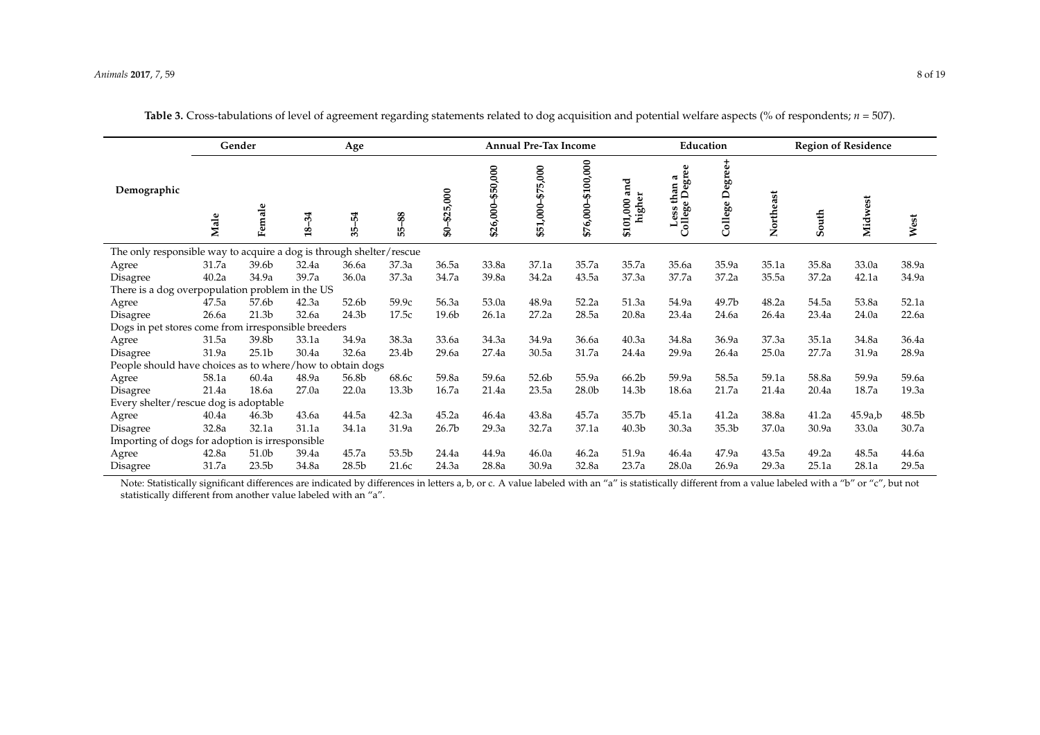**Table 3.** Cross-tabulations of level of agreement regarding statements related to dog acquisition and potential welfare aspects (% of respondents; $n$ = 507).

| Demographic | Gender | | Age | | | Annual Pre-Tax Income | | | | | Education | | Region of Residence | | | |
|---|---|---|---|---|---|---|---|---|---|---|---|---|---|---|---|---|
| | Male | Female | 18–34 | 35–54 | 55–88 | \$0–\$25,000 | \$26,000–\$50,000 | \$51,000–\$75,000 | \$76,000–\$100,000 | \$101,000 and higher | Less than a College Degree | College Degree+ | Northeast | South | Midwest | West |
| The only responsible way to acquire a dog is through shelter/rescue | | | | | | | | | | | | | | | | |
| Agree | 31.7a | 39.6b | 32.4a | 36.6a | 37.3a | 36.5a | 33.8a | 37.1a | 35.7a | 35.7a | 35.6a | 35.9a | 35.1a | 35.8a | 33.0a | 38.9a |
| Disagree | 40.2a | 34.9a | 39.7a | 36.0a | 37.3a | 34.7a | 39.8a | 34.2a | 43.5a | 37.3a | 37.7a | 37.2a | 35.5a | 37.2a | 42.1a | 34.9a |
| There is a dog overpopulation problem in the US | | | | | | | | | | | | | | | | |
| Agree | 47.5a | 57.6b | 42.3a | 52.6b | 59.9c | 56.3a | 53.0a | 48.9a | 52.2a | 51.3a | 54.9a | 49.7b | 48.2a | 54.5a | 53.8a | 52.1a |
| Disagree | 26.6a | 21.3b | 32.6a | 24.3b | 17.5c | 19.6b | 26.1a | 27.2a | 28.5a | 20.8a | 23.4a | 24.6a | 26.4a | 23.4a | 24.0a | 22.6a |
| Dogs in pet stores come from irresponsible breeders | | | | | | | | | | | | | | | | |
| Agree | 31.5a | 39.8b | 33.1a | 34.9a | 38.3a | 33.6a | 34.3a | 34.9a | 36.6a | 40.3a | 34.8a | 36.9a | 37.3a | 35.1a | 34.8a | 36.4a |
| Disagree | 31.9a | 25.1b | 30.4a | 32.6a | 23.4b | 29.6a | 27.4a | 30.5a | 31.7a | 24.4a | 29.9a | 26.4a | 25.0a | 27.7a | 31.9a | 28.9a |
| People should have choices as to where/how to obtain dogs | | | | | | | | | | | | | | | | |
| Agree | 58.1a | 60.4a | 48.9a | 56.8b | 68.6c | 59.8a | 59.6a | 52.6b | 55.9a | 66.2b | 59.9a | 58.5a | 59.1a | 58.8a | 59.9a | 59.6a |
| Disagree | 21.4a | 18.6a | 27.0a | 22.0a | 13.3b | 16.7a | 21.4a | 23.5a | 28.0b | 14.3b | 18.6a | 21.7a | 21.4a | 20.4a | 18.7a | 19.3a |
| Every shelter/rescue dog is adoptable | | | | | | | | | | | | | | | | |
| Agree | 40.4a | 46.3b | 43.6a | 44.5a | 42.3a | 45.2a | 46.4a | 43.8a | 45.7a | 35.7b | 45.1a | 41.2a | 38.8a | 41.2a | 45.9a,b | 48.5b |
| Disagree | 32.8a | 32.1a | 31.1a | 34.1a | 31.9a | 26.7b | 29.3a | 32.7a | 37.1a | 40.3b | 30.3a | 35.3b | 37.0a | 30.9a | 33.0a | 30.7a |
| Importing of dogs for adoption is irresponsible | | | | | | | | | | | | | | | | |
| Agree | 42.8a | 51.0b | 39.4a | 45.7a | 53.5b | 24.4a | 44.9a | 46.0a | 46.2a | 51.9a | 46.4a | 47.9a | 43.5a | 49.2a | 48.5a | 44.6a |
| Disagree | 31.7a | 23.5b | 34.8a | 28.5b | 21.6c | 24.3a | 28.8a | 30.9a | 32.8a | 23.7a | 28.0a | 26.9a | 29.3a | 25.1a | 28.1a | 29.5a |

Note: Statistically significant differences are indicated by differences in letters a, b, or c. A value labeled with an "a" is statistically different from a value labeled with a "b" or "c", but not statistically different from another value labeled with an "a".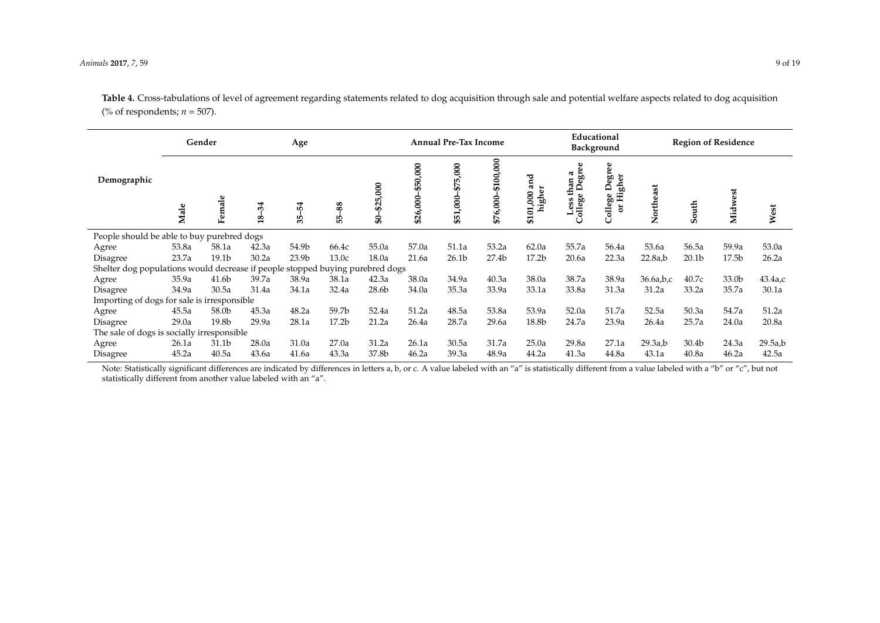**Table 4.** Cross-tabulations of level of agreement regarding statements related to dog acquisition through sale and potential welfare aspects related to dog acquisition (% of respondents; *n* = 507).

| Demographic | Gender | | Age | | | Annual Pre-Tax Income | | | | | Educational Background | | Region of Residence | | | |
|---|---|---|---|---|---|---|---|---|---|---|---|---|---|---|---|---|
| | Male | Female | 18–34 | 35–54 | 55–88 | $0–$25,000 | $26,000–$50,000 | $51,000–$75,000 | $76,000–$100,000 | $101,000 and higher | Less than a College Degree | College Degree or Higher | Northeast | South | Midwest | West |
| People should be able to buy purebred dogs | | | | | | | | | | | | | | | | |
| Agree | 53.8a | 58.1a | 42.3a | 54.9b | 66.4c | 55.0a | 57.0a | 51.1a | 53.2a | 62.0a | 55.7a | 56.4a | 53.6a | 56.5a | 59.9a | 53.0a |
| Disagree | 23.7a | 19.1b | 30.2a | 23.9b | 13.0c | 18.0a | 21.6a | 26.1b | 27.4b | 17.2b | 20.6a | 22.3a | 22.8a,b | 20.1b | 17.5b | 26.2a |
| Shelter dog populations would decrease if people stopped buying purebred dogs | | | | | | | | | | | | | | | | |
| Agree | 35.9a | 41.6b | 39.7a | 38.9a | 38.1a | 42.3a | 38.0a | 34.9a | 40.3a | 38.0a | 38.7a | 38.9a | 36.6a,b,c | 40.7c | 33.0b | 43.4a,c |
| Disagree | 34.9a | 30.5a | 31.4a | 34.1a | 32.4a | 28.6b | 34.0a | 35.3a | 33.9a | 33.1a | 33.8a | 31.3a | 31.2a | 33.2a | 35.7a | 30.1a |
| Importing of dogs for sale is irresponsible | | | | | | | | | | | | | | | | |
| Agree | 45.5a | 58.0b | 45.3a | 48.2a | 59.7b | 52.4a | 51.2a | 48.5a | 53.8a | 53.9a | 52.0a | 51.7a | 52.5a | 50.3a | 54.7a | 51.2a |
| Disagree | 29.0a | 19.8b | 29.9a | 28.1a | 17.2b | 21.2a | 26.4a | 28.7a | 29.6a | 18.8b | 24.7a | 23.9a | 26.4a | 25.7a | 24.0a | 20.8a |
| The sale of dogs is socially irresponsible | | | | | | | | | | | | | | | | |
| Agree | 26.1a | 31.1b | 28.0a | 31.0a | 27.0a | 31.2a | 26.1a | 30.5a | 31.7a | 25.0a | 29.8a | 27.1a | 29.3a,b | 30.4b | 24.3a | 29.5a,b |
| Disagree | 45.2a | 40.5a | 43.6a | 41.6a | 43.3a | 37.8b | 46.2a | 39.3a | 48.9a | 44.2a | 41.3a | 44.8a | 43.1a | 40.8a | 46.2a | 42.5a |

Note: Statistically significant differences are indicated by differences in letters a, b, or c. A value labeled with an "a" is statistically different from a value labeled with a "b" or "c", but not statistically different from another value labeled with an "a".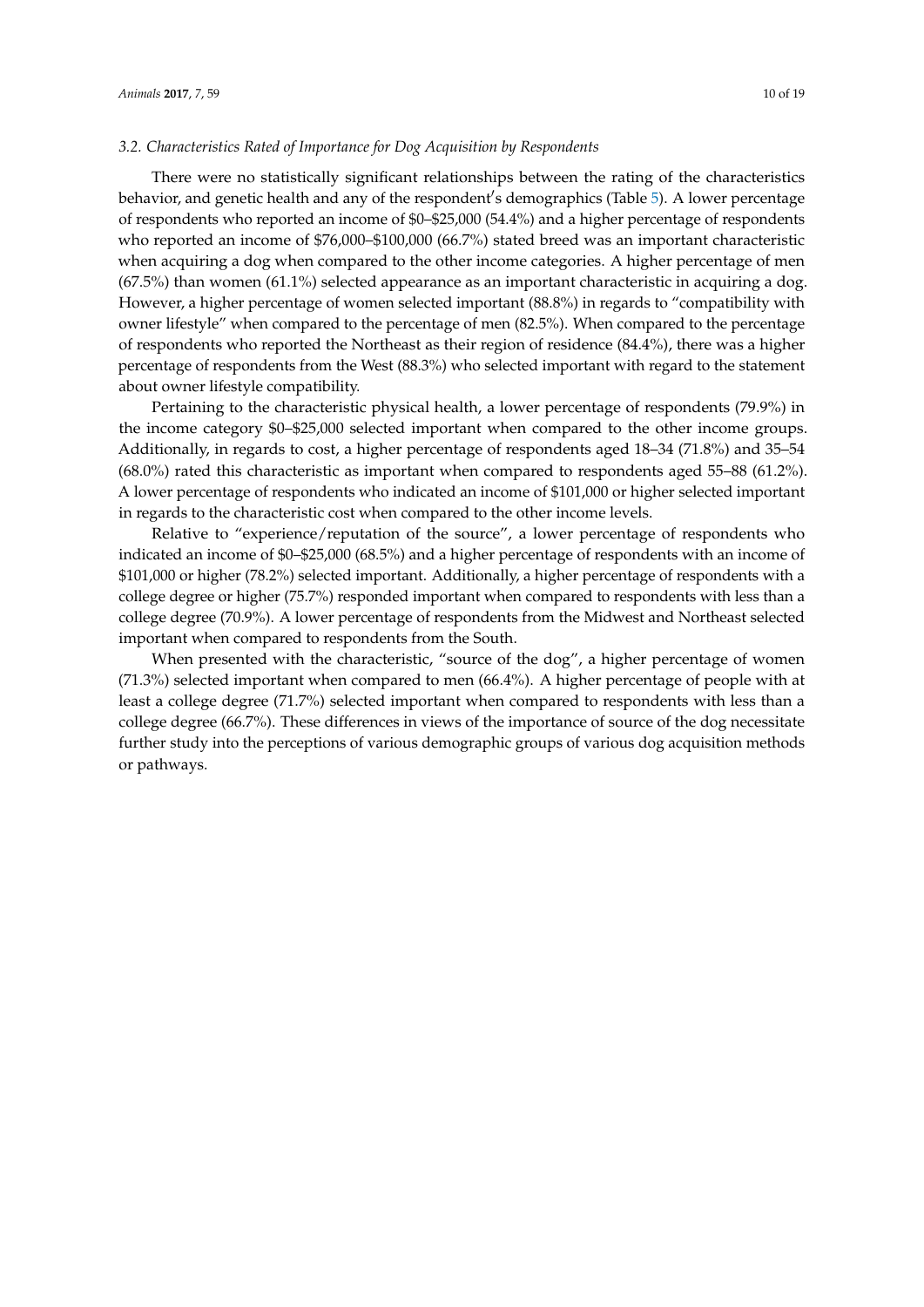### 3.2. Characteristics Rated of Importance for Dog Acquisition by Respondents

There were no statistically significant relationships between the rating of the characteristics behavior, and genetic health and any of the respondent′s demographics (Table 5). A lower percentage of respondents who reported an income of $0–$25,000 (54.4%) and a higher percentage of respondents who reported an income of $76,000–$100,000 (66.7%) stated breed was an important characteristic when acquiring a dog when compared to the other income categories. A higher percentage of men (67.5%) than women (61.1%) selected appearance as an important characteristic in acquiring a dog. However, a higher percentage of women selected important (88.8%) in regards to "compatibility with owner lifestyle" when compared to the percentage of men (82.5%). When compared to the percentage of respondents who reported the Northeast as their region of residence (84.4%), there was a higher percentage of respondents from the West (88.3%) who selected important with regard to the statement about owner lifestyle compatibility.

Pertaining to the characteristic physical health, a lower percentage of respondents (79.9%) in the income category $0–$25,000 selected important when compared to the other income groups. Additionally, in regards to cost, a higher percentage of respondents aged 18–34 (71.8%) and 35–54 (68.0%) rated this characteristic as important when compared to respondents aged 55–88 (61.2%). A lower percentage of respondents who indicated an income of $101,000 or higher selected important in regards to the characteristic cost when compared to the other income levels.

Relative to "experience/reputation of the source", a lower percentage of respondents who indicated an income of $0–$25,000 (68.5%) and a higher percentage of respondents with an income of $101,000 or higher (78.2%) selected important. Additionally, a higher percentage of respondents with a college degree or higher (75.7%) responded important when compared to respondents with less than a college degree (70.9%). A lower percentage of respondents from the Midwest and Northeast selected important when compared to respondents from the South.

When presented with the characteristic, "source of the dog", a higher percentage of women (71.3%) selected important when compared to men (66.4%). A higher percentage of people with at least a college degree (71.7%) selected important when compared to respondents with less than a college degree (66.7%). These differences in views of the importance of source of the dog necessitate further study into the perceptions of various demographic groups of various dog acquisition methods or pathways.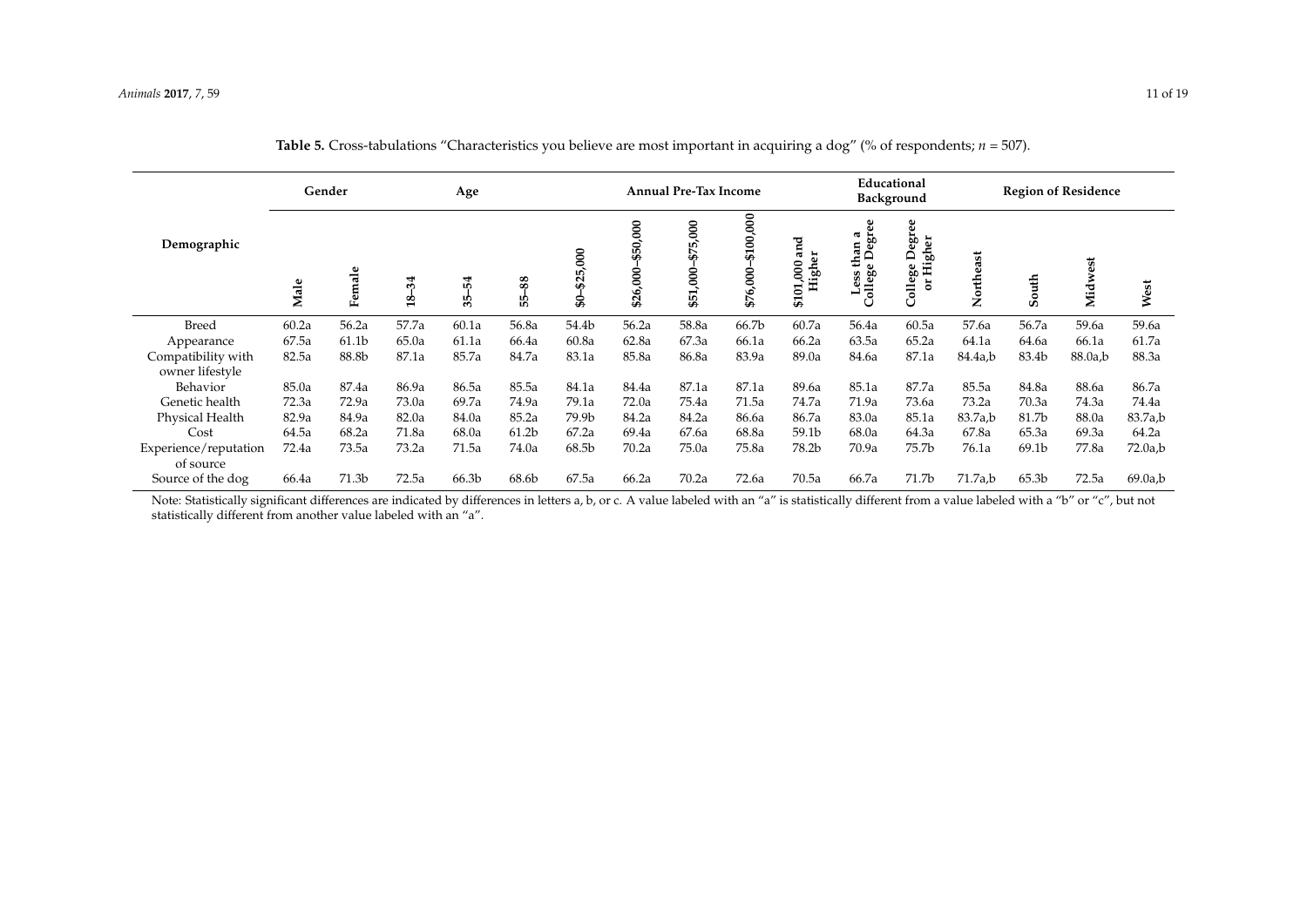**Table 5.** Cross-tabulations "Characteristics you believe are most important in acquiring a dog" (% of respondents; $n$ = 507).

| Demographic | Gender | | Age | | | Annual Pre-Tax Income | | | | | Educational Background | | Region of Residence | | | |
|---|---|---|---|---|---|---|---|---|---|---|---|---|---|---|---|---|
| | Male | Female | 18–34 | 35–54 | 55–88 | \$0–\$25,000 | \$26,000–\$50,000 | \$51,000–\$75,000 | \$76,000–\$100,000 | \$101,000 and Higher | Less than a College Degree | College Degree or Higher | Northeast | South | Midwest | West |
| Breed | 60.2a | 56.2a | 57.7a | 60.1a | 56.8a | 54.4b | 56.2a | 58.8a | 66.7b | 60.7a | 56.4a | 60.5a | 57.6a | 56.7a | 59.6a | 59.6a |
| Appearance | 67.5a | 61.1b | 65.0a | 61.1a | 66.4a | 60.8a | 62.8a | 67.3a | 66.1a | 66.2a | 63.5a | 65.2a | 64.1a | 64.6a | 66.1a | 61.7a |
| Compatibility with owner lifestyle | 82.5a | 88.8b | 87.1a | 85.7a | 84.7a | 83.1a | 85.8a | 86.8a | 83.9a | 89.0a | 84.6a | 87.1a | 84.4a,b | 83.4b | 88.0a,b | 88.3a |
| Behavior | 85.0a | 87.4a | 86.9a | 86.5a | 85.5a | 84.1a | 84.4a | 87.1a | 87.1a | 89.6a | 85.1a | 87.7a | 85.5a | 84.8a | 88.6a | 86.7a |
| Genetic health | 72.3a | 72.9a | 73.0a | 69.7a | 74.9a | 79.1a | 72.0a | 75.4a | 71.5a | 74.7a | 71.9a | 73.6a | 73.2a | 70.3a | 74.3a | 74.4a |
| Physical Health | 82.9a | 84.9a | 82.0a | 84.0a | 85.2a | 79.9b | 84.2a | 84.2a | 86.6a | 86.7a | 83.0a | 85.1a | 83.7a,b | 81.7b | 88.0a | 83.7a,b |
| Cost | 64.5a | 68.2a | 71.8a | 68.0a | 61.2b | 67.2a | 69.4a | 67.6a | 68.8a | 59.1b | 68.0a | 64.3a | 67.8a | 65.3a | 69.3a | 64.2a |
| Experience/reputation of source | 72.4a | 73.5a | 73.2a | 71.5a | 74.0a | 68.5b | 70.2a | 75.0a | 75.8a | 78.2b | 70.9a | 75.7b | 76.1a | 69.1b | 77.8a | 72.0a,b |
| Source of the dog | 66.4a | 71.3b | 72.5a | 66.3b | 68.6b | 67.5a | 66.2a | 70.2a | 72.6a | 70.5a | 66.7a | 71.7b | 71.7a,b | 65.3b | 72.5a | 69.0a,b |

Note: Statistically significant differences are indicated by differences in letters a, b, or c. A value labeled with an "a" is statistically different from a value labeled with a "b" or "c", but not statistically different from another value labeled with an "a".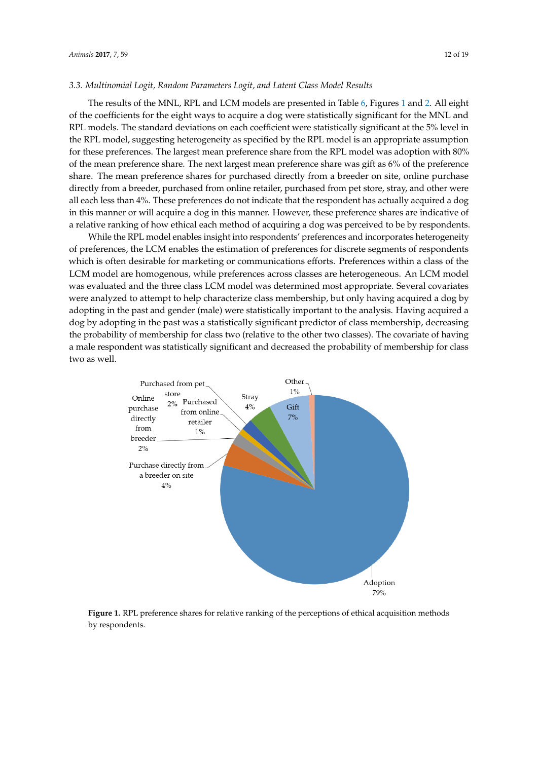### 3.3. Multinomial Logit, Random Parameters Logit, and Latent Class Model Results

The results of the MNL, RPL and LCM models are presented in Table 6, Figures 1 and 2. All eight of the coefficients for the eight ways to acquire a dog were statistically significant for the MNL and RPL models. The standard deviations on each coefficient were statistically significant at the 5% level in the RPL model, suggesting heterogeneity as specified by the RPL model is an appropriate assumption for these preferences. The largest mean preference share from the RPL model was adoption with 80% of the mean preference share. The next largest mean preference share was gift as 6% of the preference share. The mean preference shares for purchased directly from a breeder on site, online purchase directly from a breeder, purchased from online retailer, purchased from pet store, stray, and other were all each less than 4%. These preferences do not indicate that the respondent has actually acquired a dog in this manner or will acquire a dog in this manner. However, these preference shares are indicative of a relative ranking of how ethical each method of acquiring a dog was perceived to be by respondents.

While the RPL model enables insight into respondents' preferences and incorporates heterogeneity of preferences, the LCM enables the estimation of preferences for discrete segments of respondents which is often desirable for marketing or communications efforts. Preferences within a class of the LCM model are homogenous, while preferences across classes are heterogeneous. An LCM model was evaluated and the three class LCM model was determined most appropriate. Several covariates were analyzed to attempt to help characterize class membership, but only having acquired a dog by adopting in the past and gender (male) were statistically important to the analysis. Having acquired a dog by adopting in the past was a statistically significant predictor of class membership, decreasing the probability of membership for class two (relative to the other two classes). The covariate of having a male respondent was statistically significant and decreased the probability of membership for class two as well.

| Acquisition method | Preference share |
|---|---|
| Adoption | 79% |
| Purchase directly from a breeder on site | 4% |
| Online purchase directly from breeder | 2% |
| Purchased from pet store | 2% |
| Purchased from online retailer | 1% |
| Stray | 4% |
| Gift | 7% |
| Other | 1% |

**Figure 1.** RPL preference shares for relative ranking of the perceptions of ethical acquisition methods by respondents.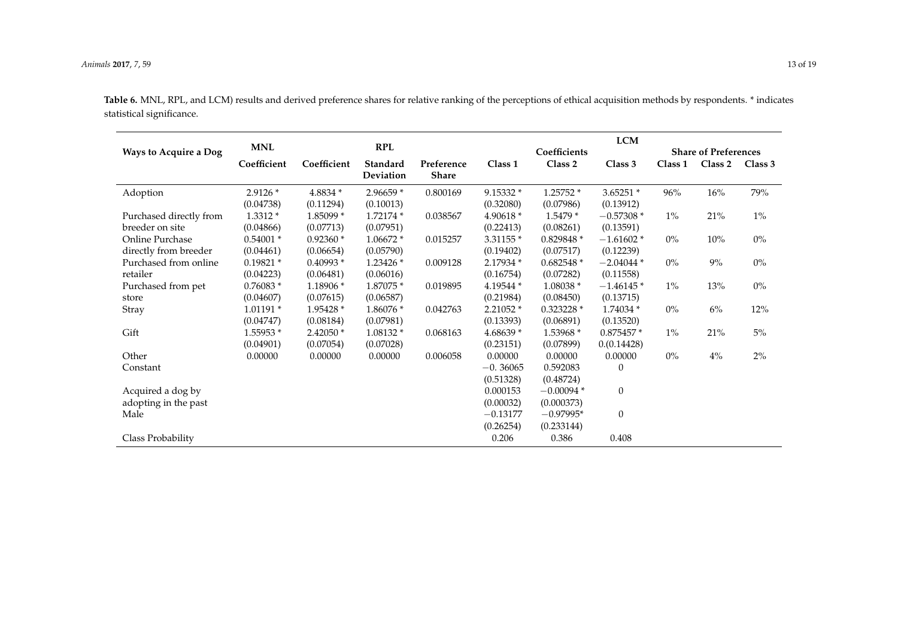**Table 6.** MNL, RPL, and LCM) results and derived preference shares for relative ranking of the perceptions of ethical acquisition methods by respondents. * indicates statistical significance.

| Ways to Acquire a Dog | MNL | RPL | | | LCM | | | | | |
|---|---|---|---|---|---|---|---|---|---|---|
| | | | | | Coefficients | | | Share of Preferences | | |
| | Coefficient | Coefficient | Standard Deviation | Preference Share | Class 1 | Class 2 | Class 3 | Class 1 | Class 2 | Class 3 |
| Adoption | 2.9126 * (0.04738) | 4.8834 * (0.11294) | 2.96659 * (0.10013) | 0.800169 | 9.15332 * (0.32080) | 1.25752 * (0.07986) | 3.65251 * (0.13912) | 96% | 16% | 79% |
| Purchased directly from breeder on site | 1.3312 * (0.04866) | 1.85099 * (0.07713) | 1.72174 * (0.07951) | 0.038567 | 4.90618 * (0.22413) | 1.5479 * (0.08261) | −0.57308 * (0.13591) | 1% | 21% | 1% |
| Online Purchase directly from breeder | 0.54001 * (0.04461) | 0.92360 * (0.06654) | 1.06672 * (0.05790) | 0.015257 | 3.31155 * (0.19402) | 0.829848 * (0.07517) | −1.61602 * (0.12239) | 0% | 10% | 0% |
| Purchased from online retailer | 0.19821 * (0.04223) | 0.40993 * (0.06481) | 1.23426 * (0.06016) | 0.009128 | 2.17934 * (0.16754) | 0.682548 * (0.07282) | −2.04044 * (0.11558) | 0% | 9% | 0% |
| Purchased from pet store | 0.76083 * (0.04607) | 1.18906 * (0.07615) | 1.87075 * (0.06587) | 0.019895 | 4.19544 * (0.21984) | 1.08038 * (0.08450) | −1.46145 * (0.13715) | 1% | 13% | 0% |
| Stray | 1.01191 * (0.04747) | 1.95428 * (0.08184) | 1.86076 * (0.07981) | 0.042763 | 2.21052 * (0.13393) | 0.323228 * (0.06891) | 1.74034 * (0.13520) | 0% | 6% | 12% |
| Gift | 1.55953 * (0.04901) | 2.42050 * (0.07054) | 1.08132 * (0.07028) | 0.068163 | 4.68639 * (0.23151) | 1.53968 * (0.07899) | 0.875457 * 0.(0.14428) | 1% | 21% | 5% |
| Other | 0.00000 | 0.00000 | 0.00000 | 0.006058 | 0.00000 | 0.00000 | 0.00000 | 0% | 4% | 2% |
| Constant | | | | | −0. 36065 (0.51328) | 0.592083 (0.48724) | 0 | | | |
| Acquired a dog by adopting in the past | | | | | 0.000153 (0.00032) | −0.00094 * (0.000373) | 0 | | | |
| Male | | | | | −0.13177 (0.26254) | −0.97995* (0.233144) | 0 | | | |
| Class Probability | | | | | 0.206 | 0.386 | 0.408 | | | |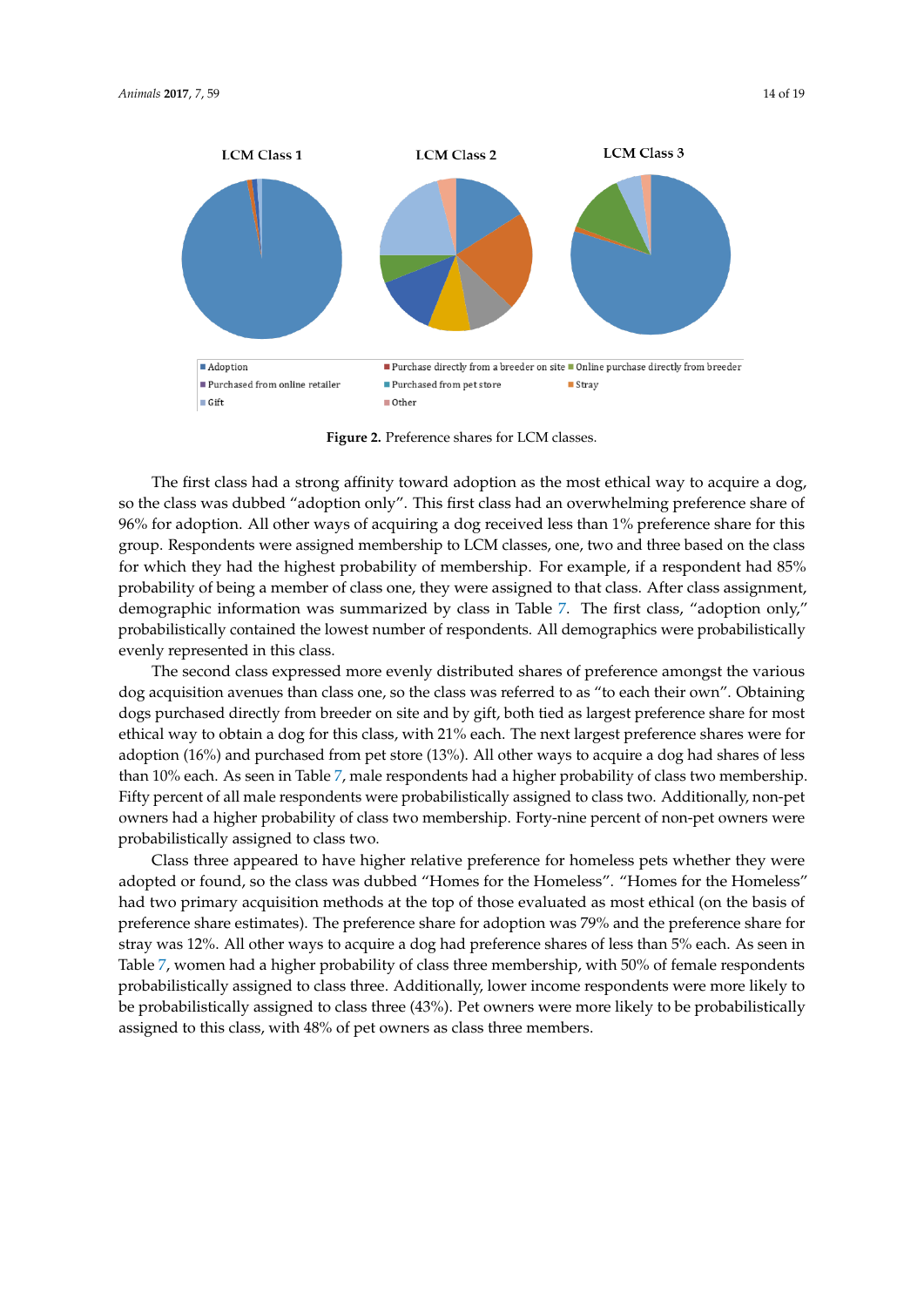**Figure 2.** Preference shares for LCM classes.

The first class had a strong affinity toward adoption as the most ethical way to acquire a dog, so the class was dubbed "adoption only". This first class had an overwhelming preference share of 96% for adoption. All other ways of acquiring a dog received less than 1% preference share for this group. Respondents were assigned membership to LCM classes, one, two and three based on the class for which they had the highest probability of membership. For example, if a respondent had 85% probability of being a member of class one, they were assigned to that class. After class assignment, demographic information was summarized by class in Table 7. The first class, "adoption only," probabilistically contained the lowest number of respondents. All demographics were probabilistically evenly represented in this class.

The second class expressed more evenly distributed shares of preference amongst the various dog acquisition avenues than class one, so the class was referred to as "to each their own". Obtaining dogs purchased directly from breeder on site and by gift, both tied as largest preference share for most ethical way to obtain a dog for this class, with 21% each. The next largest preference shares were for adoption (16%) and purchased from pet store (13%). All other ways to acquire a dog had shares of less than 10% each. As seen in Table 7, male respondents had a higher probability of class two membership. Fifty percent of all male respondents were probabilistically assigned to class two. Additionally, non-pet owners had a higher probability of class two membership. Forty-nine percent of non-pet owners were probabilistically assigned to class two.

Class three appeared to have higher relative preference for homeless pets whether they were adopted or found, so the class was dubbed "Homes for the Homeless". "Homes for the Homeless" had two primary acquisition methods at the top of those evaluated as most ethical (on the basis of preference share estimates). The preference share for adoption was 79% and the preference share for stray was 12%. All other ways to acquire a dog had preference shares of less than 5% each. As seen in Table 7, women had a higher probability of class three membership, with 50% of female respondents probabilistically assigned to class three. Additionally, lower income respondents were more likely to be probabilistically assigned to class three (43%). Pet owners were more likely to be probabilistically assigned to this class, with 48% of pet owners as class three members.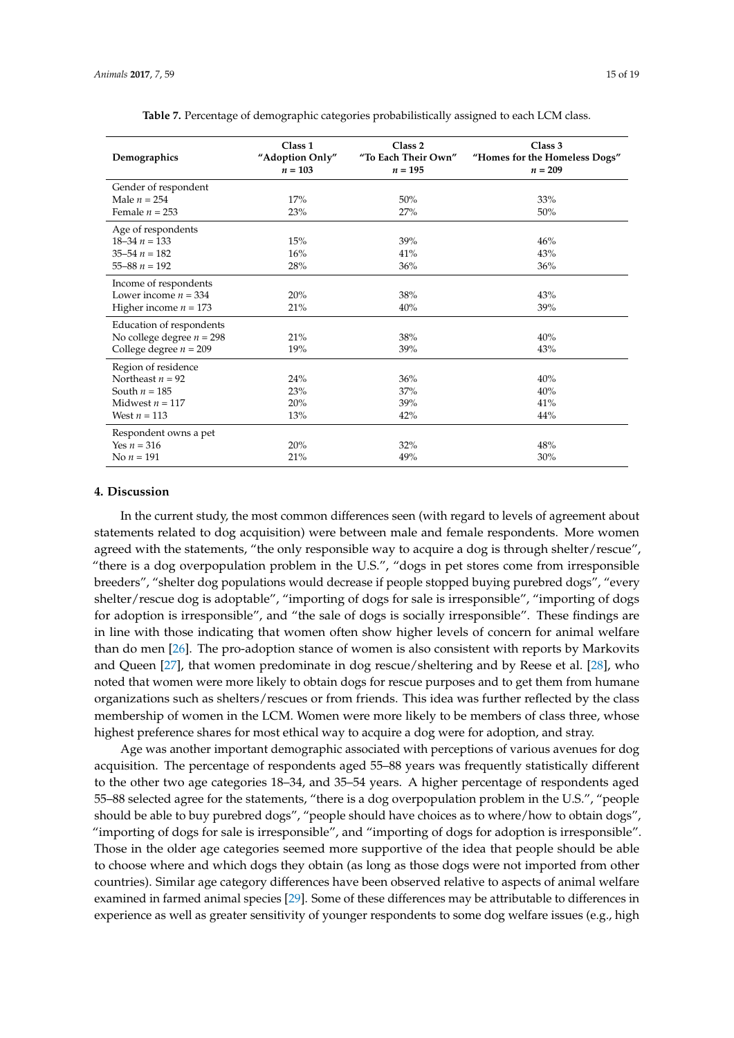**Table 7.** Percentage of demographic categories probabilistically assigned to each LCM class.

| Demographics | Class 1 "Adoption Only" $n$ = 103 | Class 2 "To Each Their Own" $n$ = 195 | Class 3 "Homes for the Homeless Dogs" $n$ = 209 |
|---|---|---|---|
| Gender of respondent | | | |
| Male $n$ = 254 | 17% | 50% | 33% |
| Female $n$ = 253 | 23% | 27% | 50% |
| Age of respondents | | | |
| 18–34 $n$ = 133 | 15% | 39% | 46% |
| 35–54 $n$ = 182 | 16% | 41% | 43% |
| 55–88 $n$ = 192 | 28% | 36% | 36% |
| Income of respondents | | | |
| Lower income $n$ = 334 | 20% | 38% | 43% |
| Higher income $n$ = 173 | 21% | 40% | 39% |
| Education of respondents | | | |
| No college degree $n$ = 298 | 21% | 38% | 40% |
| College degree $n$ = 209 | 19% | 39% | 43% |
| Region of residence | | | |
| Northeast $n$ = 92 | 24% | 36% | 40% |
| South $n$ = 185 | 23% | 37% | 40% |
| Midwest $n$ = 117 | 20% | 39% | 41% |
| West $n$ = 113 | 13% | 42% | 44% |
| Respondent owns a pet | | | |
| Yes $n$ = 316 | 20% | 32% | 48% |
| No $n$ = 191 | 21% | 49% | 30% |

## 4. Discussion

In the current study, the most common differences seen (with regard to levels of agreement about statements related to dog acquisition) were between male and female respondents. More women agreed with the statements, "the only responsible way to acquire a dog is through shelter/rescue", "there is a dog overpopulation problem in the U.S.", "dogs in pet stores come from irresponsible breeders", "shelter dog populations would decrease if people stopped buying purebred dogs", "every shelter/rescue dog is adoptable", "importing of dogs for sale is irresponsible", "importing of dogs for adoption is irresponsible", and "the sale of dogs is socially irresponsible". These findings are in line with those indicating that women often show higher levels of concern for animal welfare than do men [26]. The pro-adoption stance of women is also consistent with reports by Markovits and Queen [27], that women predominate in dog rescue/sheltering and by Reese et al. [28], who noted that women were more likely to obtain dogs for rescue purposes and to get them from humane organizations such as shelters/rescues or from friends. This idea was further reflected by the class membership of women in the LCM. Women were more likely to be members of class three, whose highest preference shares for most ethical way to acquire a dog were for adoption, and stray.

Age was another important demographic associated with perceptions of various avenues for dog acquisition. The percentage of respondents aged 55–88 years was frequently statistically different to the other two age categories 18–34, and 35–54 years. A higher percentage of respondents aged 55–88 selected agree for the statements, "there is a dog overpopulation problem in the U.S.", "people should be able to buy purebred dogs", "people should have choices as to where/how to obtain dogs", "importing of dogs for sale is irresponsible", and "importing of dogs for adoption is irresponsible". Those in the older age categories seemed more supportive of the idea that people should be able to choose where and which dogs they obtain (as long as those dogs were not imported from other countries). Similar age category differences have been observed relative to aspects of animal welfare examined in farmed animal species [29]. Some of these differences may be attributable to differences in experience as well as greater sensitivity of younger respondents to some dog welfare issues (e.g., high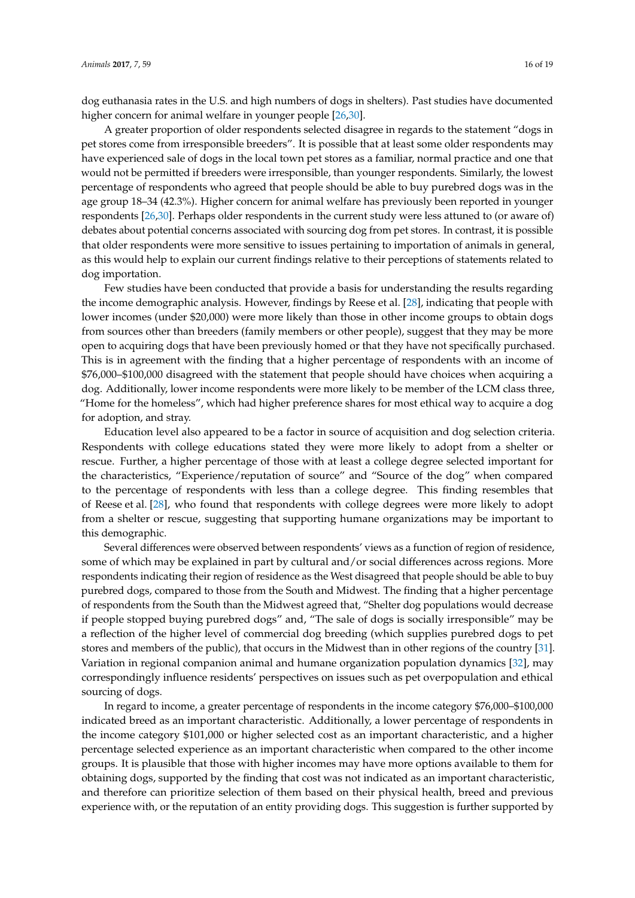dog euthanasia rates in the U.S. and high numbers of dogs in shelters). Past studies have documented higher concern for animal welfare in younger people [26,30].

A greater proportion of older respondents selected disagree in regards to the statement "dogs in pet stores come from irresponsible breeders". It is possible that at least some older respondents may have experienced sale of dogs in the local town pet stores as a familiar, normal practice and one that would not be permitted if breeders were irresponsible, than younger respondents. Similarly, the lowest percentage of respondents who agreed that people should be able to buy purebred dogs was in the age group 18–34 (42.3%). Higher concern for animal welfare has previously been reported in younger respondents [26,30]. Perhaps older respondents in the current study were less attuned to (or aware of) debates about potential concerns associated with sourcing dog from pet stores. In contrast, it is possible that older respondents were more sensitive to issues pertaining to importation of animals in general, as this would help to explain our current findings relative to their perceptions of statements related to dog importation.

Few studies have been conducted that provide a basis for understanding the results regarding the income demographic analysis. However, findings by Reese et al. [28], indicating that people with lower incomes (under $20,000) were more likely than those in other income groups to obtain dogs from sources other than breeders (family members or other people), suggest that they may be more open to acquiring dogs that have been previously homed or that they have not specifically purchased. This is in agreement with the finding that a higher percentage of respondents with an income of $76,000–$100,000 disagreed with the statement that people should have choices when acquiring a dog. Additionally, lower income respondents were more likely to be member of the LCM class three, "Home for the homeless", which had higher preference shares for most ethical way to acquire a dog for adoption, and stray.

Education level also appeared to be a factor in source of acquisition and dog selection criteria. Respondents with college educations stated they were more likely to adopt from a shelter or rescue. Further, a higher percentage of those with at least a college degree selected important for the characteristics, "Experience/reputation of source" and "Source of the dog" when compared to the percentage of respondents with less than a college degree. This finding resembles that of Reese et al. [28], who found that respondents with college degrees were more likely to adopt from a shelter or rescue, suggesting that supporting humane organizations may be important to this demographic.

Several differences were observed between respondents' views as a function of region of residence, some of which may be explained in part by cultural and/or social differences across regions. More respondents indicating their region of residence as the West disagreed that people should be able to buy purebred dogs, compared to those from the South and Midwest. The finding that a higher percentage of respondents from the South than the Midwest agreed that, "Shelter dog populations would decrease if people stopped buying purebred dogs" and, "The sale of dogs is socially irresponsible" may be a reflection of the higher level of commercial dog breeding (which supplies purebred dogs to pet stores and members of the public), that occurs in the Midwest than in other regions of the country [31]. Variation in regional companion animal and humane organization population dynamics [32], may correspondingly influence residents' perspectives on issues such as pet overpopulation and ethical sourcing of dogs.

In regard to income, a greater percentage of respondents in the income category $76,000–$100,000 indicated breed as an important characteristic. Additionally, a lower percentage of respondents in the income category $101,000 or higher selected cost as an important characteristic, and a higher percentage selected experience as an important characteristic when compared to the other income groups. It is plausible that those with higher incomes may have more options available to them for obtaining dogs, supported by the finding that cost was not indicated as an important characteristic, and therefore can prioritize selection of them based on their physical health, breed and previous experience with, or the reputation of an entity providing dogs. This suggestion is further supported by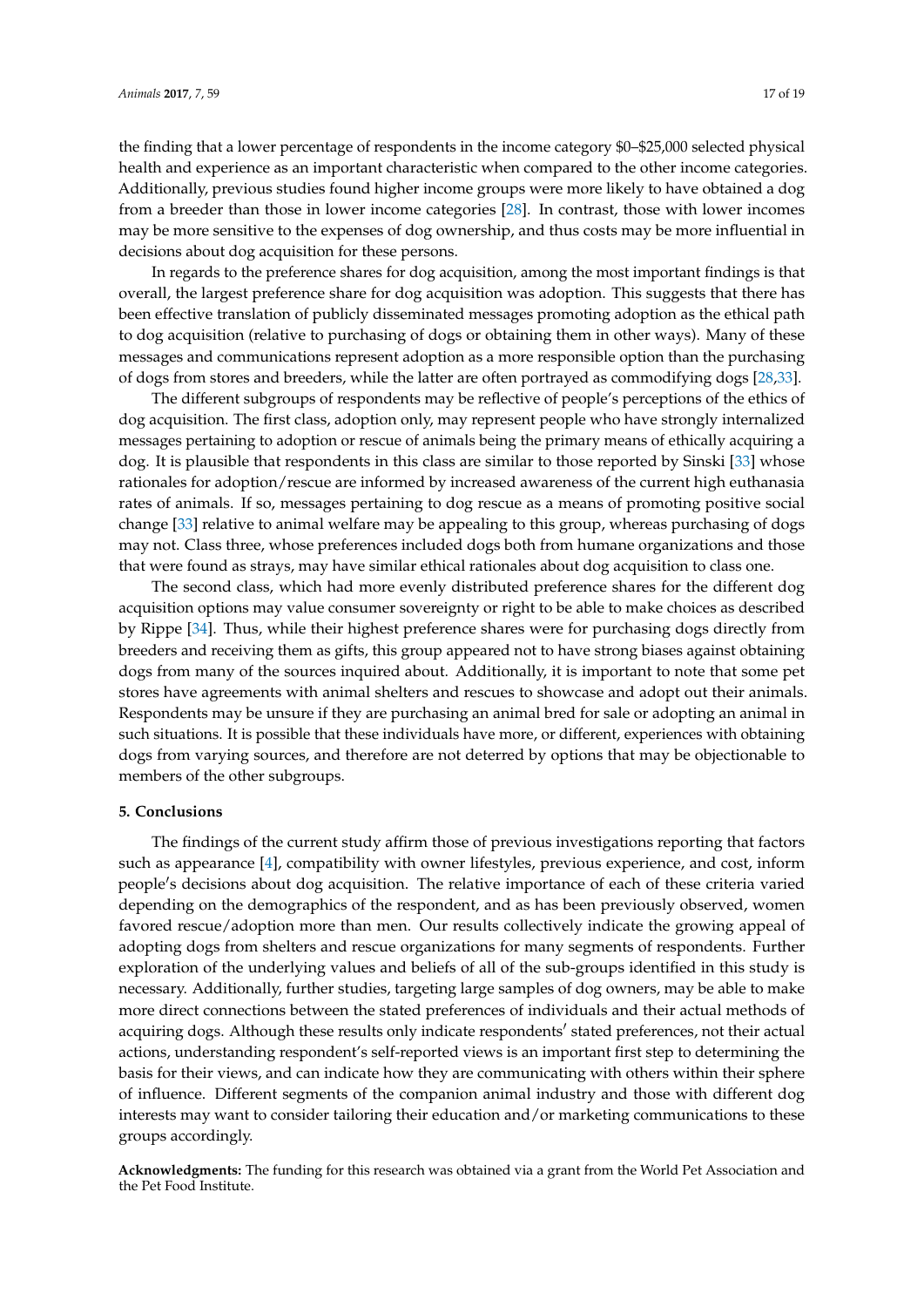the finding that a lower percentage of respondents in the income category $0–$25,000 selected physical health and experience as an important characteristic when compared to the other income categories. Additionally, previous studies found higher income groups were more likely to have obtained a dog from a breeder than those in lower income categories [28]. In contrast, those with lower incomes may be more sensitive to the expenses of dog ownership, and thus costs may be more influential in decisions about dog acquisition for these persons.

In regards to the preference shares for dog acquisition, among the most important findings is that overall, the largest preference share for dog acquisition was adoption. This suggests that there has been effective translation of publicly disseminated messages promoting adoption as the ethical path to dog acquisition (relative to purchasing of dogs or obtaining them in other ways). Many of these messages and communications represent adoption as a more responsible option than the purchasing of dogs from stores and breeders, while the latter are often portrayed as commodifying dogs [28,33].

The different subgroups of respondents may be reflective of people's perceptions of the ethics of dog acquisition. The first class, adoption only, may represent people who have strongly internalized messages pertaining to adoption or rescue of animals being the primary means of ethically acquiring a dog. It is plausible that respondents in this class are similar to those reported by Sinski [33] whose rationales for adoption/rescue are informed by increased awareness of the current high euthanasia rates of animals. If so, messages pertaining to dog rescue as a means of promoting positive social change [33] relative to animal welfare may be appealing to this group, whereas purchasing of dogs may not. Class three, whose preferences included dogs both from humane organizations and those that were found as strays, may have similar ethical rationales about dog acquisition to class one.

The second class, which had more evenly distributed preference shares for the different dog acquisition options may value consumer sovereignty or right to be able to make choices as described by Rippe [34]. Thus, while their highest preference shares were for purchasing dogs directly from breeders and receiving them as gifts, this group appeared not to have strong biases against obtaining dogs from many of the sources inquired about. Additionally, it is important to note that some pet stores have agreements with animal shelters and rescues to showcase and adopt out their animals. Respondents may be unsure if they are purchasing an animal bred for sale or adopting an animal in such situations. It is possible that these individuals have more, or different, experiences with obtaining dogs from varying sources, and therefore are not deterred by options that may be objectionable to members of the other subgroups.

## 5. Conclusions

The findings of the current study affirm those of previous investigations reporting that factors such as appearance [4], compatibility with owner lifestyles, previous experience, and cost, inform people′s decisions about dog acquisition. The relative importance of each of these criteria varied depending on the demographics of the respondent, and as has been previously observed, women favored rescue/adoption more than men. Our results collectively indicate the growing appeal of adopting dogs from shelters and rescue organizations for many segments of respondents. Further exploration of the underlying values and beliefs of all of the sub-groups identified in this study is necessary. Additionally, further studies, targeting large samples of dog owners, may be able to make more direct connections between the stated preferences of individuals and their actual methods of acquiring dogs. Although these results only indicate respondents′ stated preferences, not their actual actions, understanding respondent's self-reported views is an important first step to determining the basis for their views, and can indicate how they are communicating with others within their sphere of influence. Different segments of the companion animal industry and those with different dog interests may want to consider tailoring their education and/or marketing communications to these groups accordingly.

**Acknowledgments:** The funding for this research was obtained via a grant from the World Pet Association and the Pet Food Institute.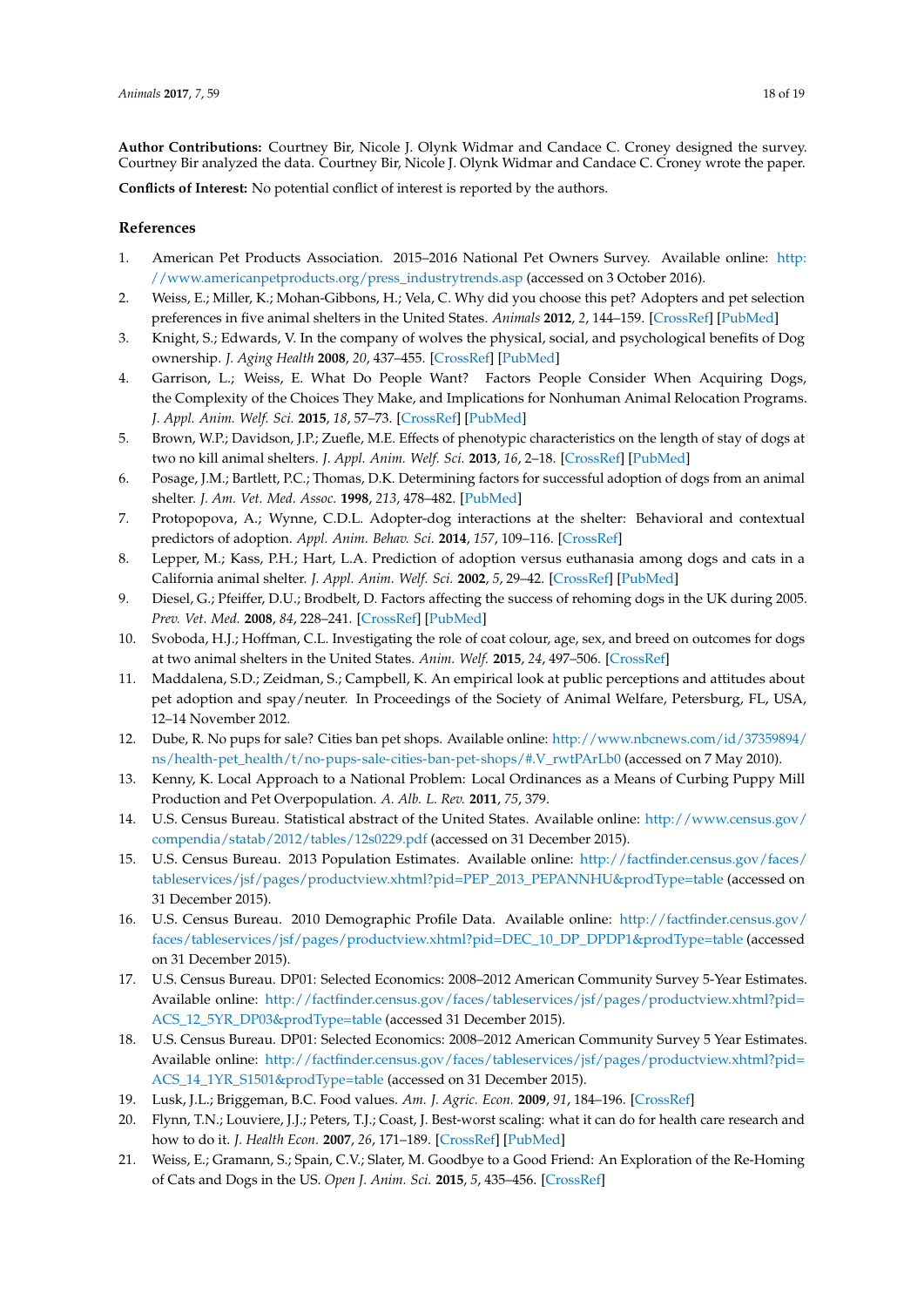**Author Contributions:** Courtney Bir, Nicole J. Olynk Widmar and Candace C. Croney designed the survey. Courtney Bir analyzed the data. Courtney Bir, Nicole J. Olynk Widmar and Candace C. Croney wrote the paper.

**Conflicts of Interest:** No potential conflict of interest is reported by the authors.

## References

1. American Pet Products Association. 2015–2016 National Pet Owners Survey. Available online: http://www.americanpetproducts.org/press_industrytrends.asp (accessed on 3 October 2016).
2. Weiss, E.; Miller, K.; Mohan-Gibbons, H.; Vela, C. Why did you choose this pet? Adopters and pet selection preferences in five animal shelters in the United States. *Animals* **2012**, *2*, 144–159. [CrossRef] [PubMed]
3. Knight, S.; Edwards, V. In the company of wolves the physical, social, and psychological benefits of Dog ownership. *J. Aging Health* **2008**, *20*, 437–455. [CrossRef] [PubMed]
4. Garrison, L.; Weiss, E. What Do People Want? Factors People Consider When Acquiring Dogs, the Complexity of the Choices They Make, and Implications for Nonhuman Animal Relocation Programs. *J. Appl. Anim. Welf. Sci.* **2015**, *18*, 57–73. [CrossRef] [PubMed]
5. Brown, W.P.; Davidson, J.P.; Zuefle, M.E. Effects of phenotypic characteristics on the length of stay of dogs at two no kill animal shelters. *J. Appl. Anim. Welf. Sci.* **2013**, *16*, 2–18. [CrossRef] [PubMed]
6. Posage, J.M.; Bartlett, P.C.; Thomas, D.K. Determining factors for successful adoption of dogs from an animal shelter. *J. Am. Vet. Med. Assoc.* **1998**, *213*, 478–482. [PubMed]
7. Protopopova, A.; Wynne, C.D.L. Adopter-dog interactions at the shelter: Behavioral and contextual predictors of adoption. *Appl. Anim. Behav. Sci.* **2014**, *157*, 109–116. [CrossRef]
8. Lepper, M.; Kass, P.H.; Hart, L.A. Prediction of adoption versus euthanasia among dogs and cats in a California animal shelter. *J. Appl. Anim. Welf. Sci.* **2002**, *5*, 29–42. [CrossRef] [PubMed]
9. Diesel, G.; Pfeiffer, D.U.; Brodbelt, D. Factors affecting the success of rehoming dogs in the UK during 2005. *Prev. Vet. Med.* **2008**, *84*, 228–241. [CrossRef] [PubMed]
10. Svoboda, H.J.; Hoffman, C.L. Investigating the role of coat colour, age, sex, and breed on outcomes for dogs at two animal shelters in the United States. *Anim. Welf.* **2015**, *24*, 497–506. [CrossRef]
11. Maddalena, S.D.; Zeidman, S.; Campbell, K. An empirical look at public perceptions and attitudes about pet adoption and spay/neuter. In Proceedings of the Society of Animal Welfare, Petersburg, FL, USA, 12–14 November 2012.
12. Dube, R. No pups for sale? Cities ban pet shops. Available online: http://www.nbcnews.com/id/37359894/ns/health-pet_health/t/no-pups-sale-cities-ban-pet-shops/#.V_rwtPArLb0 (accessed on 7 May 2010).
13. Kenny, K. Local Approach to a National Problem: Local Ordinances as a Means of Curbing Puppy Mill Production and Pet Overpopulation. *A. Alb. L. Rev.* **2011**, *75*, 379.
14. U.S. Census Bureau. Statistical abstract of the United States. Available online: http://www.census.gov/compendia/statab/2012/tables/12s0229.pdf (accessed on 31 December 2015).
15. U.S. Census Bureau. 2013 Population Estimates. Available online: http://factfinder.census.gov/faces/tableservices/jsf/pages/productview.xhtml?pid=PEP_2013_PEPANNHU&prodType=table (accessed on 31 December 2015).
16. U.S. Census Bureau. 2010 Demographic Profile Data. Available online: http://factfinder.census.gov/faces/tableservices/jsf/pages/productview.xhtml?pid=DEC_10_DP_DPDP1&prodType=table (accessed on 31 December 2015).
17. U.S. Census Bureau. DP01: Selected Economics: 2008–2012 American Community Survey 5-Year Estimates. Available online: http://factfinder.census.gov/faces/tableservices/jsf/pages/productview.xhtml?pid=ACS_12_5YR_DP03&prodType=table (accessed 31 December 2015).
18. U.S. Census Bureau. DP01: Selected Economics: 2008–2012 American Community Survey 5 Year Estimates. Available online: http://factfinder.census.gov/faces/tableservices/jsf/pages/productview.xhtml?pid=ACS_14_1YR_S1501&prodType=table (accessed on 31 December 2015).
19. Lusk, J.L.; Briggeman, B.C. Food values. *Am. J. Agric. Econ.* **2009**, *91*, 184–196. [CrossRef]
20. Flynn, T.N.; Louviere, J.J.; Peters, T.J.; Coast, J. Best-worst scaling: what it can do for health care research and how to do it. *J. Health Econ.* **2007**, *26*, 171–189. [CrossRef] [PubMed]
21. Weiss, E.; Gramann, S.; Spain, C.V.; Slater, M. Goodbye to a Good Friend: An Exploration of the Re-Homing of Cats and Dogs in the US. *Open J. Anim. Sci.* **2015**, *5*, 435–456. [CrossRef]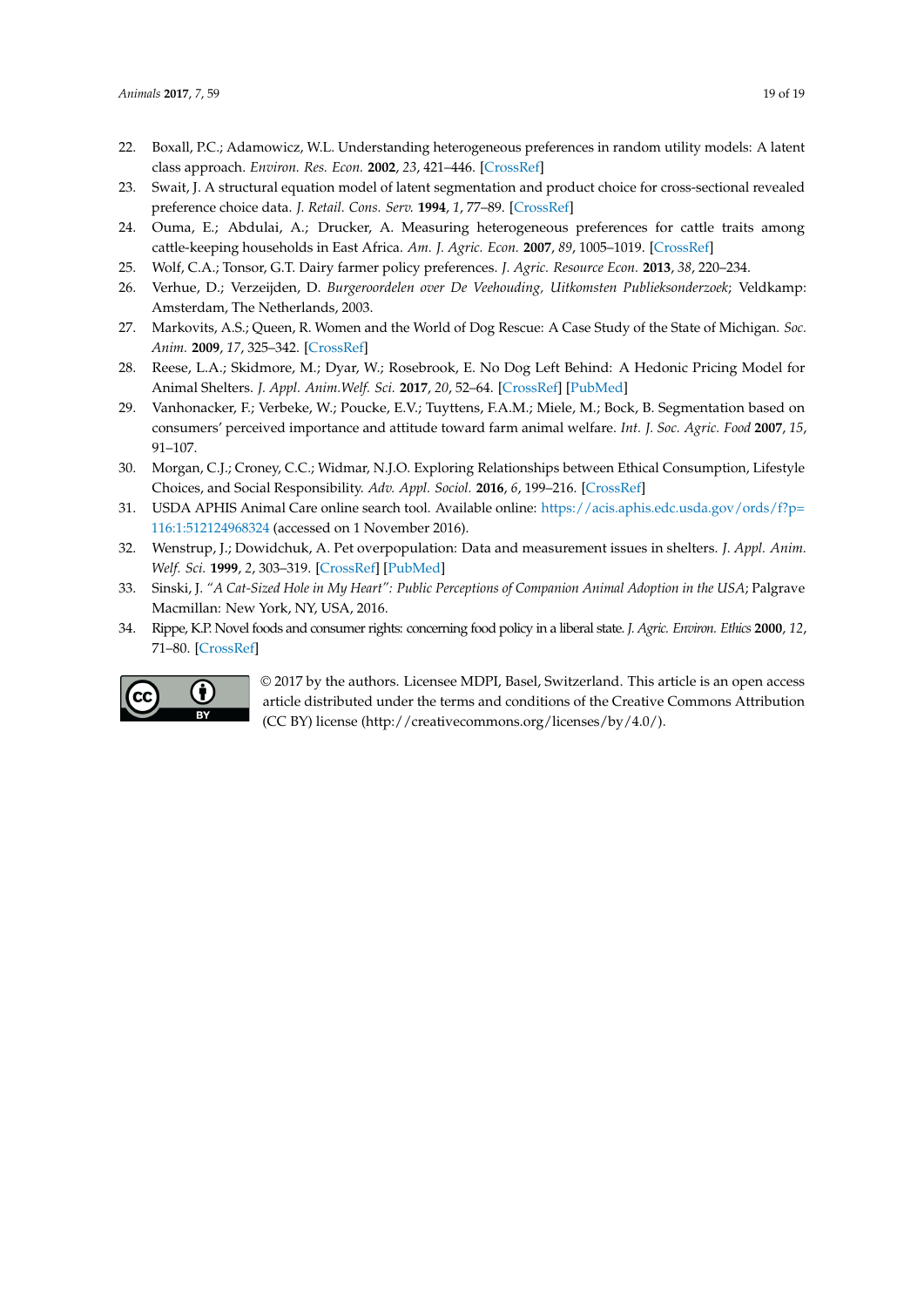22. Boxall, P.C.; Adamowicz, W.L. Understanding heterogeneous preferences in random utility models: A latent class approach. *Environ. Res. Econ.* **2002**, *23*, 421–446. [CrossRef]
23. Swait, J. A structural equation model of latent segmentation and product choice for cross-sectional revealed preference choice data. *J. Retail. Cons. Serv.* **1994**, *1*, 77–89. [CrossRef]
24. Ouma, E.; Abdulai, A.; Drucker, A. Measuring heterogeneous preferences for cattle traits among cattle-keeping households in East Africa. *Am. J. Agric. Econ.* **2007**, *89*, 1005–1019. [CrossRef]
25. Wolf, C.A.; Tonsor, G.T. Dairy farmer policy preferences. *J. Agric. Resource Econ.* **2013**, *38*, 220–234.
26. Verhue, D.; Verzeijden, D. *Burgeroordelen over De Veehouding, Uitkomsten Publieksonderzoek*; Veldkamp: Amsterdam, The Netherlands, 2003.
27. Markovits, A.S.; Queen, R. Women and the World of Dog Rescue: A Case Study of the State of Michigan. *Soc. Anim.* **2009**, *17*, 325–342. [CrossRef]
28. Reese, L.A.; Skidmore, M.; Dyar, W.; Rosebrook, E. No Dog Left Behind: A Hedonic Pricing Model for Animal Shelters. *J. Appl. Anim.Welf. Sci.* **2017**, *20*, 52–64. [CrossRef] [PubMed]
29. Vanhonacker, F.; Verbeke, W.; Poucke, E.V.; Tuyttens, F.A.M.; Miele, M.; Bock, B. Segmentation based on consumers' perceived importance and attitude toward farm animal welfare. *Int. J. Soc. Agric. Food* **2007**, *15*, 91–107.
30. Morgan, C.J.; Croney, C.C.; Widmar, N.J.O. Exploring Relationships between Ethical Consumption, Lifestyle Choices, and Social Responsibility. *Adv. Appl. Sociol.* **2016**, *6*, 199–216. [CrossRef]
31. USDA APHIS Animal Care online search tool. Available online: https://acis.aphis.edc.usda.gov/ords/f?p=116:1:512124968324 (accessed on 1 November 2016).
32. Wenstrup, J.; Dowidchuk, A. Pet overpopulation: Data and measurement issues in shelters. *J. Appl. Anim. Welf. Sci.* **1999**, *2*, 303–319. [CrossRef] [PubMed]
33. Sinski, J. *"A Cat-Sized Hole in My Heart": Public Perceptions of Companion Animal Adoption in the USA*; Palgrave Macmillan: New York, NY, USA, 2016.
34. Rippe, K.P. Novel foods and consumer rights: concerning food policy in a liberal state. *J. Agric. Environ. Ethics* **2000**, *12*, 71–80. [CrossRef]

© 2017 by the authors. Licensee MDPI, Basel, Switzerland. This article is an open access article distributed under the terms and conditions of the Creative Commons Attribution (CC BY) license (http://creativecommons.org/licenses/by/4.0/).